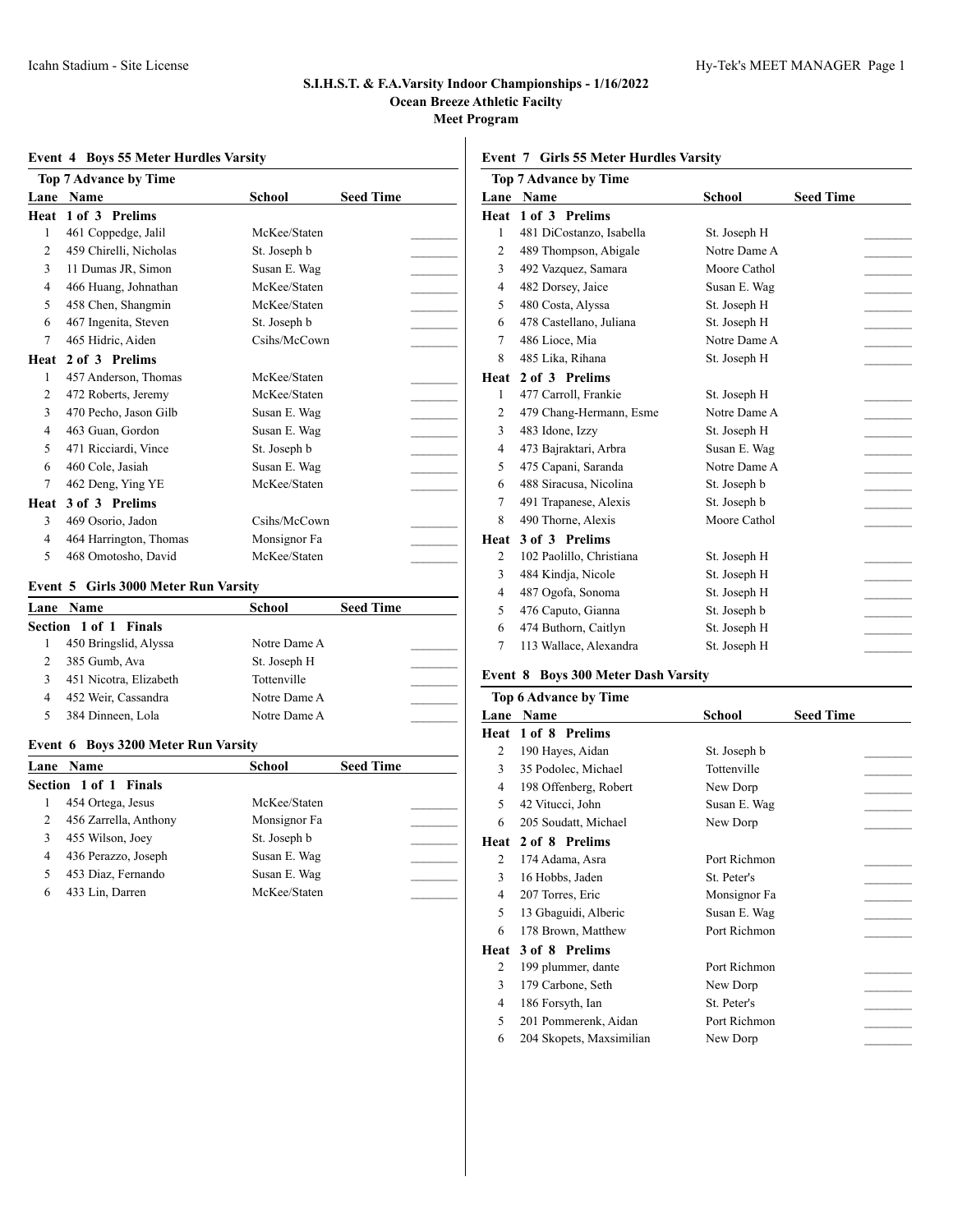# S.I.H.S.T. & F.A.Varsity Indoor Championships - 1/16/2022

**Ocean Breeze Athletic Facilty**

**Meet Program**

### Event 4 Boys 55 Meter Hurdles Varsity

**Top 7 Advance by Time**

| Lane | Name | School | Seed Time |
|---|---|---|---|
| **Heat 1 of 3 Prelims** | | | |
| 1 | 461 Coppedge, Jalil | McKee/Staten | _______ |
| 2 | 459 Chirelli, Nicholas | St. Joseph b | _______ |
| 3 | 11 Dumas JR, Simon | Susan E. Wag | _______ |
| 4 | 466 Huang, Johnathan | McKee/Staten | _______ |
| 5 | 458 Chen, Shangmin | McKee/Staten | _______ |
| 6 | 467 Ingenita, Steven | St. Joseph b | _______ |
| 7 | 465 Hidric, Aiden | Csihs/McCown | _______ |
| **Heat 2 of 3 Prelims** | | | |
| 1 | 457 Anderson, Thomas | McKee/Staten | _______ |
| 2 | 472 Roberts, Jeremy | McKee/Staten | _______ |
| 3 | 470 Pecho, Jason Gilb | Susan E. Wag | _______ |
| 4 | 463 Guan, Gordon | Susan E. Wag | _______ |
| 5 | 471 Ricciardi, Vince | St. Joseph b | _______ |
| 6 | 460 Cole, Jasiah | Susan E. Wag | _______ |
| 7 | 462 Deng, Ying YE | McKee/Staten | _______ |
| **Heat 3 of 3 Prelims** | | | |
| 3 | 469 Osorio, Jadon | Csihs/McCown | _______ |
| 4 | 464 Harrington, Thomas | Monsignor Fa | _______ |
| 5 | 468 Omotosho, David | McKee/Staten | _______ |

### Event 5 Girls 3000 Meter Run Varsity

| Lane | Name | School | Seed Time |
|---|---|---|---|
| **Section 1 of 1 Finals** | | | |
| 1 | 450 Bringslid, Alyssa | Notre Dame A | _______ |
| 2 | 385 Gumb, Ava | St. Joseph H | _______ |
| 3 | 451 Nicotra, Elizabeth | Tottenville | _______ |
| 4 | 452 Weir, Cassandra | Notre Dame A | _______ |
| 5 | 384 Dinneen, Lola | Notre Dame A | _______ |

### Event 6 Boys 3200 Meter Run Varsity

| Lane | Name | School | Seed Time |
|---|---|---|---|
| **Section 1 of 1 Finals** | | | |
| 1 | 454 Ortega, Jesus | McKee/Staten | _______ |
| 2 | 456 Zarrella, Anthony | Monsignor Fa | _______ |
| 3 | 455 Wilson, Joey | St. Joseph b | _______ |
| 4 | 436 Perazzo, Joseph | Susan E. Wag | _______ |
| 5 | 453 Diaz, Fernando | Susan E. Wag | _______ |
| 6 | 433 Lin, Darren | McKee/Staten | _______ |

### Event 7 Girls 55 Meter Hurdles Varsity

**Top 7 Advance by Time**

| Lane | Name | School | Seed Time |
|---|---|---|---|
| **Heat 1 of 3 Prelims** | | | |
| 1 | 481 DiCostanzo, Isabella | St. Joseph H | _______ |
| 2 | 489 Thompson, Abigale | Notre Dame A | _______ |
| 3 | 492 Vazquez, Samara | Moore Cathol | _______ |
| 4 | 482 Dorsey, Jaice | Susan E. Wag | _______ |
| 5 | 480 Costa, Alyssa | St. Joseph H | _______ |
| 6 | 478 Castellano, Juliana | St. Joseph H | _______ |
| 7 | 486 Lioce, Mia | Notre Dame A | _______ |
| 8 | 485 Lika, Rihana | St. Joseph H | _______ |
| **Heat 2 of 3 Prelims** | | | |
| 1 | 477 Carroll, Frankie | St. Joseph H | _______ |
| 2 | 479 Chang-Hermann, Esme | Notre Dame A | _______ |
| 3 | 483 Idone, Izzy | St. Joseph H | _______ |
| 4 | 473 Bajraktari, Arbra | Susan E. Wag | _______ |
| 5 | 475 Capani, Saranda | Notre Dame A | _______ |
| 6 | 488 Siracusa, Nicolina | St. Joseph b | _______ |
| 7 | 491 Trapanese, Alexis | St. Joseph b | _______ |
| 8 | 490 Thorne, Alexis | Moore Cathol | _______ |
| **Heat 3 of 3 Prelims** | | | |
| 2 | 102 Paolillo, Christiana | St. Joseph H | _______ |
| 3 | 484 Kindja, Nicole | St. Joseph H | _______ |
| 4 | 487 Ogofa, Sonoma | St. Joseph H | _______ |
| 5 | 476 Caputo, Gianna | St. Joseph b | _______ |
| 6 | 474 Buthorn, Caitlyn | St. Joseph H | _______ |
| 7 | 113 Wallace, Alexandra | St. Joseph H | _______ |

### Event 8 Boys 300 Meter Dash Varsity

**Top 6 Advance by Time**

| Lane | Name | School | Seed Time |
|---|---|---|---|
| **Heat 1 of 8 Prelims** | | | |
| 2 | 190 Hayes, Aidan | St. Joseph b | _______ |
| 3 | 35 Podolec, Michael | Tottenville | _______ |
| 4 | 198 Offenberg, Robert | New Dorp | _______ |
| 5 | 42 Vitucci, John | Susan E. Wag | _______ |
| 6 | 205 Soudatt, Michael | New Dorp | _______ |
| **Heat 2 of 8 Prelims** | | | |
| 2 | 174 Adama, Asra | Port Richmon | _______ |
| 3 | 16 Hobbs, Jaden | St. Peter's | _______ |
| 4 | 207 Torres, Eric | Monsignor Fa | _______ |
| 5 | 13 Gbaguidi, Alberic | Susan E. Wag | _______ |
| 6 | 178 Brown, Matthew | Port Richmon | _______ |
| **Heat 3 of 8 Prelims** | | | |
| 2 | 199 plummer, dante | Port Richmon | _______ |
| 3 | 179 Carbone, Seth | New Dorp | _______ |
| 4 | 186 Forsyth, Ian | St. Peter's | _______ |
| 5 | 201 Pommerenk, Aidan | Port Richmon | _______ |
| 6 | 204 Skopets, Maxsimilian | New Dorp | _______ |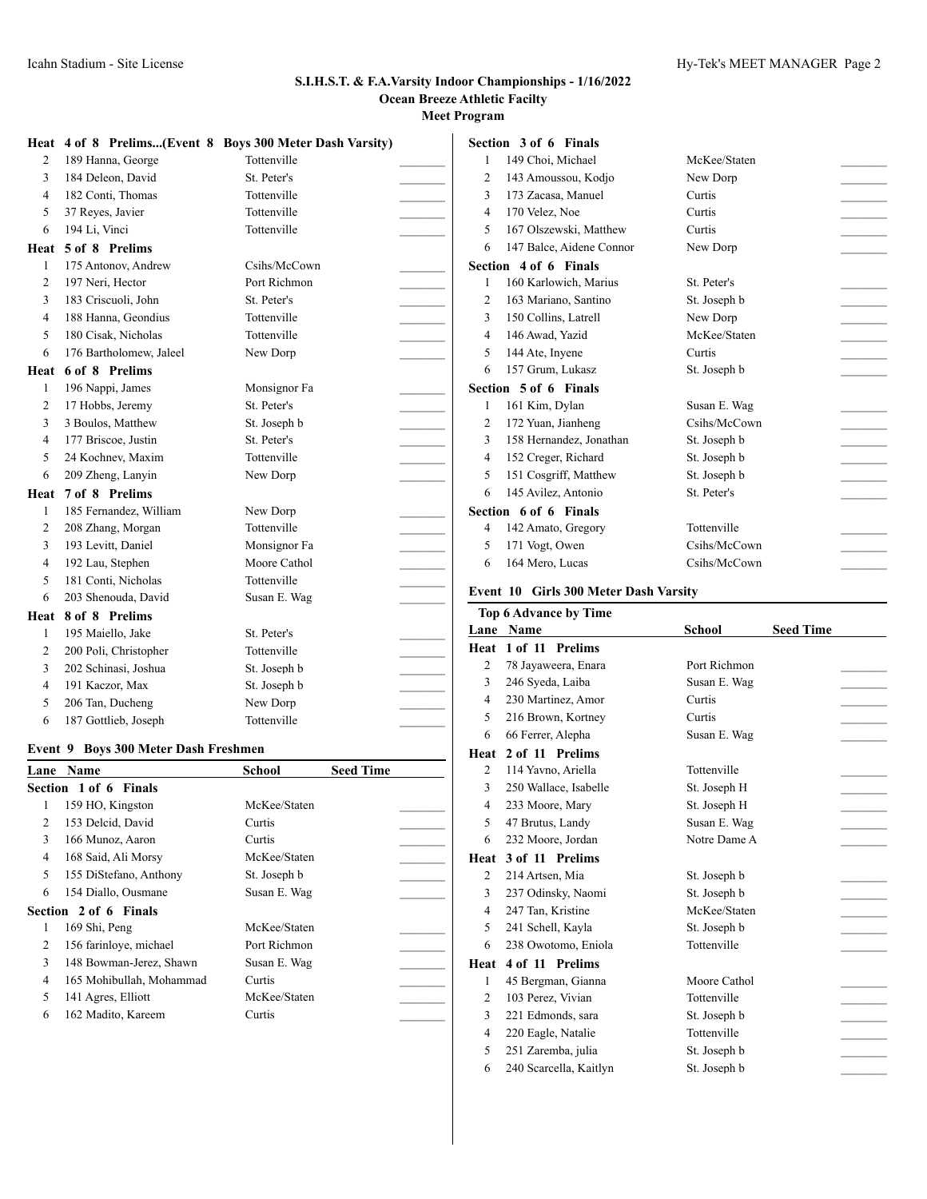## S.I.H.S.T. & F.A.Varsity Indoor Championships - 1/16/2022

**Ocean Breeze Athletic Facilty**

**Meet Program**

**Heat 4 of 8 Prelims...(Event 8 Boys 300 Meter Dash Varsity)**

| Lane | Name | School | Seed Time |
|---|---|---|---|
| 2 | 189 Hanna, George | Tottenville | _______ |
| 3 | 184 Deleon, David | St. Peter's | _______ |
| 4 | 182 Conti, Thomas | Tottenville | _______ |
| 5 | 37 Reyes, Javier | Tottenville | _______ |
| 6 | 194 Li, Vinci | Tottenville | _______ |
| **Heat 5 of 8 Prelims** | | | |
| 1 | 175 Antonov, Andrew | Csihs/McCown | _______ |
| 2 | 197 Neri, Hector | Port Richmon | _______ |
| 3 | 183 Criscuoli, John | St. Peter's | _______ |
| 4 | 188 Hanna, Geondius | Tottenville | _______ |
| 5 | 180 Cisak, Nicholas | Tottenville | _______ |
| 6 | 176 Bartholomew, Jaleel | New Dorp | _______ |
| **Heat 6 of 8 Prelims** | | | |
| 1 | 196 Nappi, James | Monsignor Fa | _______ |
| 2 | 17 Hobbs, Jeremy | St. Peter's | _______ |
| 3 | 3 Boulos, Matthew | St. Joseph b | _______ |
| 4 | 177 Briscoe, Justin | St. Peter's | _______ |
| 5 | 24 Kochnev, Maxim | Tottenville | _______ |
| 6 | 209 Zheng, Lanyin | New Dorp | _______ |
| **Heat 7 of 8 Prelims** | | | |
| 1 | 185 Fernandez, William | New Dorp | _______ |
| 2 | 208 Zhang, Morgan | Tottenville | _______ |
| 3 | 193 Levitt, Daniel | Monsignor Fa | _______ |
| 4 | 192 Lau, Stephen | Moore Cathol | _______ |
| 5 | 181 Conti, Nicholas | Tottenville | _______ |
| 6 | 203 Shenouda, David | Susan E. Wag | _______ |
| **Heat 8 of 8 Prelims** | | | |
| 1 | 195 Maiello, Jake | St. Peter's | _______ |
| 2 | 200 Poli, Christopher | Tottenville | _______ |
| 3 | 202 Schinasi, Joshua | St. Joseph b | _______ |
| 4 | 191 Kaczor, Max | St. Joseph b | _______ |
| 5 | 206 Tan, Ducheng | New Dorp | _______ |
| 6 | 187 Gottlieb, Joseph | Tottenville | _______ |

### Event 9 Boys 300 Meter Dash Freshmen

| Lane | Name | School | Seed Time |
|---|---|---|---|
| **Section 1 of 6 Finals** | | | |
| 1 | 159 HO, Kingston | McKee/Staten | _______ |
| 2 | 153 Delcid, David | Curtis | _______ |
| 3 | 166 Munoz, Aaron | Curtis | _______ |
| 4 | 168 Said, Ali Morsy | McKee/Staten | _______ |
| 5 | 155 DiStefano, Anthony | St. Joseph b | _______ |
| 6 | 154 Diallo, Ousmane | Susan E. Wag | _______ |
| **Section 2 of 6 Finals** | | | |
| 1 | 169 Shi, Peng | McKee/Staten | _______ |
| 2 | 156 farinloye, michael | Port Richmon | _______ |
| 3 | 148 Bowman-Jerez, Shawn | Susan E. Wag | _______ |
| 4 | 165 Mohibullah, Mohammad | Curtis | _______ |
| 5 | 141 Agres, Elliott | McKee/Staten | _______ |
| 6 | 162 Madito, Kareem | Curtis | _______ |
| **Section 3 of 6 Finals** | | | |
| 1 | 149 Choi, Michael | McKee/Staten | _______ |
| 2 | 143 Amoussou, Kodjo | New Dorp | _______ |
| 3 | 173 Zacasa, Manuel | Curtis | _______ |
| 4 | 170 Velez, Noe | Curtis | _______ |
| 5 | 167 Olszewski, Matthew | Curtis | _______ |
| 6 | 147 Balce, Aidene Connor | New Dorp | _______ |
| **Section 4 of 6 Finals** | | | |
| 1 | 160 Karlowich, Marius | St. Peter's | _______ |
| 2 | 163 Mariano, Santino | St. Joseph b | _______ |
| 3 | 150 Collins, Latrell | New Dorp | _______ |
| 4 | 146 Awad, Yazid | McKee/Staten | _______ |
| 5 | 144 Ate, Inyene | Curtis | _______ |
| 6 | 157 Grum, Lukasz | St. Joseph b | _______ |
| **Section 5 of 6 Finals** | | | |
| 1 | 161 Kim, Dylan | Susan E. Wag | _______ |
| 2 | 172 Yuan, Jianheng | Csihs/McCown | _______ |
| 3 | 158 Hernandez, Jonathan | St. Joseph b | _______ |
| 4 | 152 Creger, Richard | St. Joseph b | _______ |
| 5 | 151 Cosgriff, Matthew | St. Joseph b | _______ |
| 6 | 145 Avilez, Antonio | St. Peter's | _______ |
| **Section 6 of 6 Finals** | | | |
| 4 | 142 Amato, Gregory | Tottenville | _______ |
| 5 | 171 Vogt, Owen | Csihs/McCown | _______ |
| 6 | 164 Mero, Lucas | Csihs/McCown | _______ |

### Event 10 Girls 300 Meter Dash Varsity

Top 6 Advance by Time

| Lane | Name | School | Seed Time |
|---|---|---|---|
| **Heat 1 of 11 Prelims** | | | |
| 2 | 78 Jayaweera, Enara | Port Richmon | _______ |
| 3 | 246 Syeda, Laiba | Susan E. Wag | _______ |
| 4 | 230 Martinez, Amor | Curtis | _______ |
| 5 | 216 Brown, Kortney | Curtis | _______ |
| 6 | 66 Ferrer, Alepha | Susan E. Wag | _______ |
| **Heat 2 of 11 Prelims** | | | |
| 2 | 114 Yavno, Ariella | Tottenville | _______ |
| 3 | 250 Wallace, Isabelle | St. Joseph H | _______ |
| 4 | 233 Moore, Mary | St. Joseph H | _______ |
| 5 | 47 Brutus, Landy | Susan E. Wag | _______ |
| 6 | 232 Moore, Jordan | Notre Dame A | _______ |
| **Heat 3 of 11 Prelims** | | | |
| 2 | 214 Artsen, Mia | St. Joseph b | _______ |
| 3 | 237 Odinsky, Naomi | St. Joseph b | _______ |
| 4 | 247 Tan, Kristine | McKee/Staten | _______ |
| 5 | 241 Schell, Kayla | St. Joseph b | _______ |
| 6 | 238 Owotomo, Eniola | Tottenville | _______ |
| **Heat 4 of 11 Prelims** | | | |
| 1 | 45 Bergman, Gianna | Moore Cathol | _______ |
| 2 | 103 Perez, Vivian | Tottenville | _______ |
| 3 | 221 Edmonds, sara | St. Joseph b | _______ |
| 4 | 220 Eagle, Natalie | Tottenville | _______ |
| 5 | 251 Zaremba, julia | St. Joseph b | _______ |
| 6 | 240 Scarcella, Kaitlyn | St. Joseph b | _______ |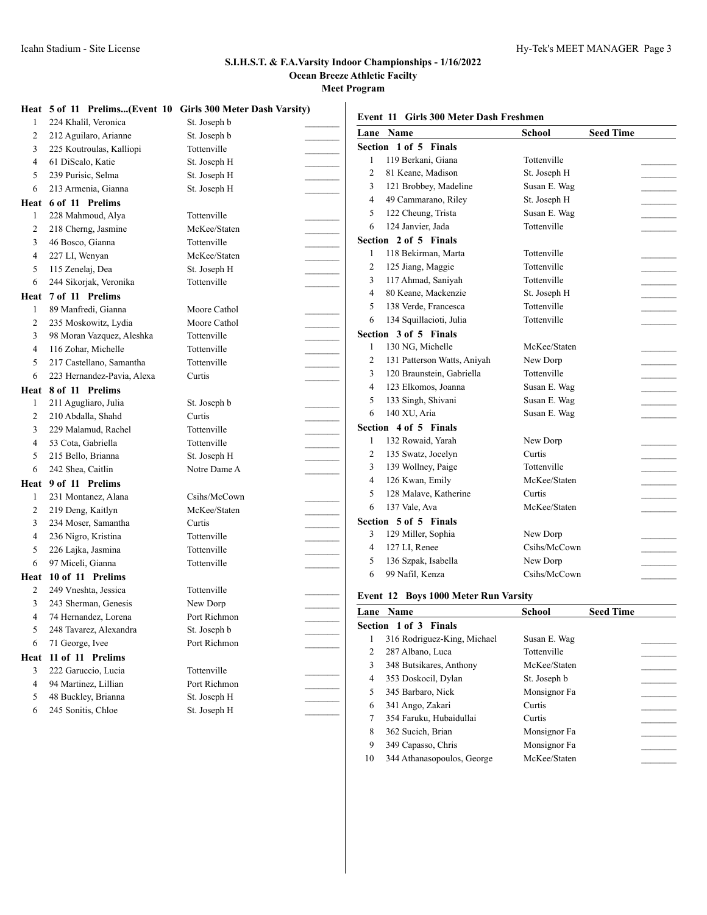**S.I.H.S.T. & F.A.Varsity Indoor Championships - 1/16/2022**

**Ocean Breeze Athletic Facilty**

**Meet Program**

**Heat 5 of 11 Prelims...(Event 10 Girls 300 Meter Dash Varsity)**

| Lane | Name | School | Seed Time |
|---|---|---|---|
| 1 | 224 Khalil, Veronica | St. Joseph b | _______ |
| 2 | 212 Aguilaro, Arianne | St. Joseph b | _______ |
| 3 | 225 Koutroulas, Kalliopi | Tottenville | _______ |
| 4 | 61 DiScalo, Katie | St. Joseph H | _______ |
| 5 | 239 Purisic, Selma | St. Joseph H | _______ |
| 6 | 213 Armenia, Gianna | St. Joseph H | _______ |

**Heat 6 of 11 Prelims**

| Lane | Name | School | Seed Time |
|---|---|---|---|
| 1 | 228 Mahmoud, Alya | Tottenville | _______ |
| 2 | 218 Cherng, Jasmine | McKee/Staten | _______ |
| 3 | 46 Bosco, Gianna | Tottenville | _______ |
| 4 | 227 LI, Wenyan | McKee/Staten | _______ |
| 5 | 115 Zenelaj, Dea | St. Joseph H | _______ |
| 6 | 244 Sikorjak, Veronika | Tottenville | _______ |

**Heat 7 of 11 Prelims**

| Lane | Name | School | Seed Time |
|---|---|---|---|
| 1 | 89 Manfredi, Gianna | Moore Cathol | _______ |
| 2 | 235 Moskowitz, Lydia | Moore Cathol | _______ |
| 3 | 98 Moran Vazquez, Aleshka | Tottenville | _______ |
| 4 | 116 Zohar, Michelle | Tottenville | _______ |
| 5 | 217 Castellano, Samantha | Tottenville | _______ |
| 6 | 223 Hernandez-Pavia, Alexa | Curtis | _______ |

**Heat 8 of 11 Prelims**

| Lane | Name | School | Seed Time |
|---|---|---|---|
| 1 | 211 Agugliaro, Julia | St. Joseph b | _______ |
| 2 | 210 Abdalla, Shahd | Curtis | _______ |
| 3 | 229 Malamud, Rachel | Tottenville | _______ |
| 4 | 53 Cota, Gabriella | Tottenville | _______ |
| 5 | 215 Bello, Brianna | St. Joseph H | _______ |
| 6 | 242 Shea, Caitlin | Notre Dame A | _______ |

**Heat 9 of 11 Prelims**

| Lane | Name | School | Seed Time |
|---|---|---|---|
| 1 | 231 Montanez, Alana | Csihs/McCown | _______ |
| 2 | 219 Deng, Kaitlyn | McKee/Staten | _______ |
| 3 | 234 Moser, Samantha | Curtis | _______ |
| 4 | 236 Nigro, Kristina | Tottenville | _______ |
| 5 | 226 Lajka, Jasmina | Tottenville | _______ |
| 6 | 97 Miceli, Gianna | Tottenville | _______ |

**Heat 10 of 11 Prelims**

| Lane | Name | School | Seed Time |
|---|---|---|---|
| 2 | 249 Vneshta, Jessica | Tottenville | _______ |
| 3 | 243 Sherman, Genesis | New Dorp | _______ |
| 4 | 74 Hernandez, Lorena | Port Richmon | _______ |
| 5 | 248 Tavarez, Alexandra | St. Joseph b | _______ |
| 6 | 71 George, Ivee | Port Richmon | _______ |

**Heat 11 of 11 Prelims**

| Lane | Name | School | Seed Time |
|---|---|---|---|
| 3 | 222 Garuccio, Lucia | Tottenville | _______ |
| 4 | 94 Martinez, Lillian | Port Richmon | _______ |
| 5 | 48 Buckley, Brianna | St. Joseph H | _______ |
| 6 | 245 Sonitis, Chloe | St. Joseph H | _______ |

### Event 11 Girls 300 Meter Dash Freshmen

| Lane | Name | School | Seed Time |
|---|---|---|---|
| **Section 1 of 5 Finals** | | | |
| 1 | 119 Berkani, Giana | Tottenville | _______ |
| 2 | 81 Keane, Madison | St. Joseph H | _______ |
| 3 | 121 Brobbey, Madeline | Susan E. Wag | _______ |
| 4 | 49 Cammarano, Riley | St. Joseph H | _______ |
| 5 | 122 Cheung, Trista | Susan E. Wag | _______ |
| 6 | 124 Janvier, Jada | Tottenville | _______ |
| **Section 2 of 5 Finals** | | | |
| 1 | 118 Bekirman, Marta | Tottenville | _______ |
| 2 | 125 Jiang, Maggie | Tottenville | _______ |
| 3 | 117 Ahmad, Saniyah | Tottenville | _______ |
| 4 | 80 Keane, Mackenzie | St. Joseph H | _______ |
| 5 | 138 Verde, Francesca | Tottenville | _______ |
| 6 | 134 Squillacioti, Julia | Tottenville | _______ |
| **Section 3 of 5 Finals** | | | |
| 1 | 130 NG, Michelle | McKee/Staten | _______ |
| 2 | 131 Patterson Watts, Aniyah | New Dorp | _______ |
| 3 | 120 Braunstein, Gabriella | Tottenville | _______ |
| 4 | 123 Elkomos, Joanna | Susan E. Wag | _______ |
| 5 | 133 Singh, Shivani | Susan E. Wag | _______ |
| 6 | 140 XU, Aria | Susan E. Wag | _______ |
| **Section 4 of 5 Finals** | | | |
| 1 | 132 Rowaid, Yarah | New Dorp | _______ |
| 2 | 135 Swatz, Jocelyn | Curtis | _______ |
| 3 | 139 Wollney, Paige | Tottenville | _______ |
| 4 | 126 Kwan, Emily | McKee/Staten | _______ |
| 5 | 128 Malave, Katherine | Curtis | _______ |
| 6 | 137 Vale, Ava | McKee/Staten | _______ |
| **Section 5 of 5 Finals** | | | |
| 3 | 129 Miller, Sophia | New Dorp | _______ |
| 4 | 127 LI, Renee | Csihs/McCown | _______ |
| 5 | 136 Szpak, Isabella | New Dorp | _______ |
| 6 | 99 Nafil, Kenza | Csihs/McCown | _______ |

### Event 12 Boys 1000 Meter Run Varsity

| Lane | Name | School | Seed Time |
|---|---|---|---|
| **Section 1 of 3 Finals** | | | |
| 1 | 316 Rodriguez-King, Michael | Susan E. Wag | _______ |
| 2 | 287 Albano, Luca | Tottenville | _______ |
| 3 | 348 Butsikares, Anthony | McKee/Staten | _______ |
| 4 | 353 Doskocil, Dylan | St. Joseph b | _______ |
| 5 | 345 Barbaro, Nick | Monsignor Fa | _______ |
| 6 | 341 Ango, Zakari | Curtis | _______ |
| 7 | 354 Faruku, Hubaidullai | Curtis | _______ |
| 8 | 362 Sucich, Brian | Monsignor Fa | _______ |
| 9 | 349 Capasso, Chris | Monsignor Fa | _______ |
| 10 | 344 Athanasopoulos, George | McKee/Staten | _______ |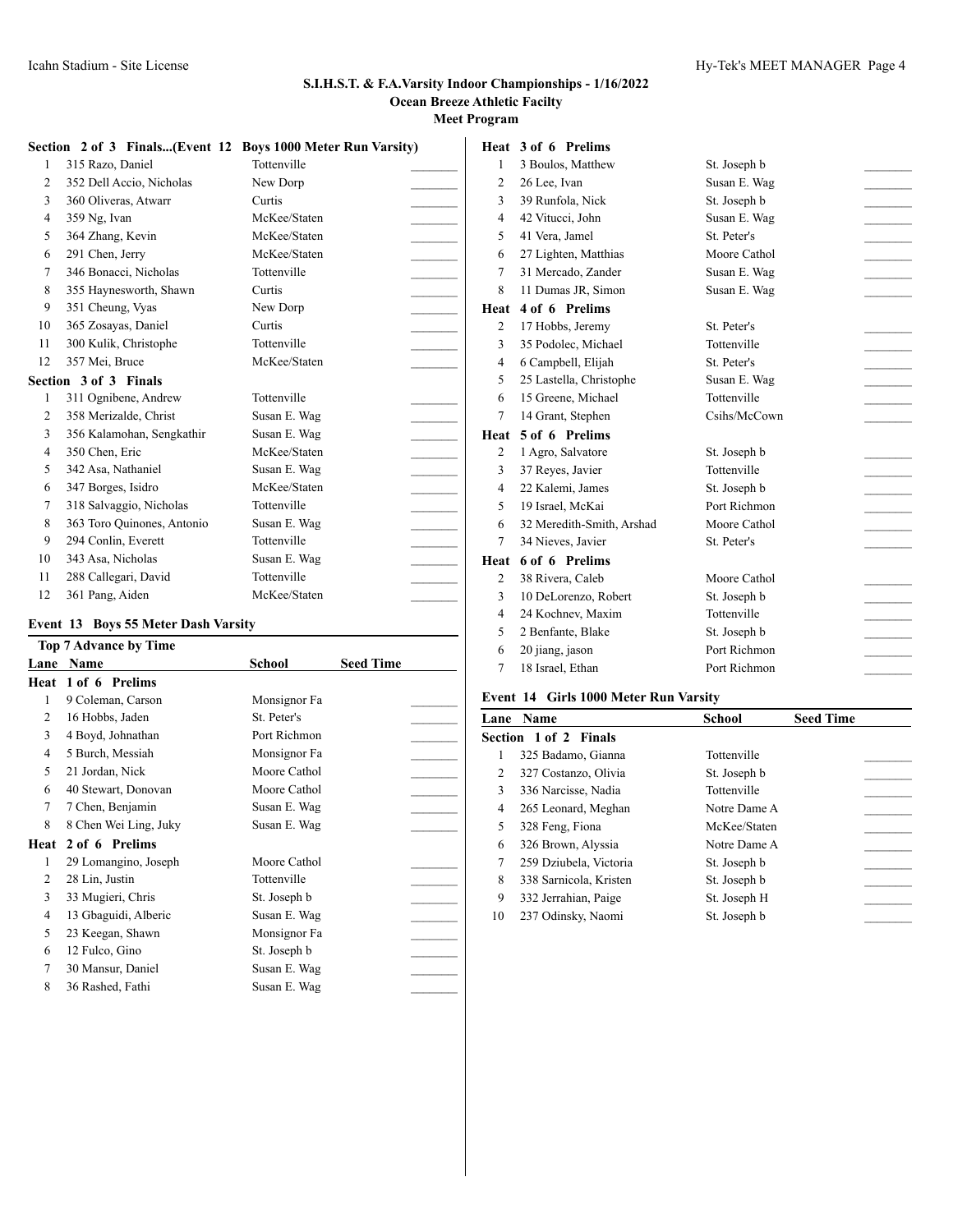## S.I.H.S.T. & F.A.Varsity Indoor Championships - 1/16/2022
### Ocean Breeze Athletic Facilty
### Meet Program

**Section 2 of 3 Finals...(Event 12 Boys 1000 Meter Run Varsity)**

| Lane | Name | School | Seed Time |
|---|---|---|---|
| 1 | 315 Razo, Daniel | Tottenville | _______ |
| 2 | 352 Dell Accio, Nicholas | New Dorp | _______ |
| 3 | 360 Oliveras, Atwarr | Curtis | _______ |
| 4 | 359 Ng, Ivan | McKee/Staten | _______ |
| 5 | 364 Zhang, Kevin | McKee/Staten | _______ |
| 6 | 291 Chen, Jerry | McKee/Staten | _______ |
| 7 | 346 Bonacci, Nicholas | Tottenville | _______ |
| 8 | 355 Haynesworth, Shawn | Curtis | _______ |
| 9 | 351 Cheung, Vyas | New Dorp | _______ |
| 10 | 365 Zosayas, Daniel | Curtis | _______ |
| 11 | 300 Kulik, Christophe | Tottenville | _______ |
| 12 | 357 Mei, Bruce | McKee/Staten | _______ |

**Section 3 of 3 Finals**

| Lane | Name | School | Seed Time |
|---|---|---|---|
| 1 | 311 Ognibene, Andrew | Tottenville | _______ |
| 2 | 358 Merizalde, Christ | Susan E. Wag | _______ |
| 3 | 356 Kalamohan, Sengkathir | Susan E. Wag | _______ |
| 4 | 350 Chen, Eric | McKee/Staten | _______ |
| 5 | 342 Asa, Nathaniel | Susan E. Wag | _______ |
| 6 | 347 Borges, Isidro | McKee/Staten | _______ |
| 7 | 318 Salvaggio, Nicholas | Tottenville | _______ |
| 8 | 363 Toro Quinones, Antonio | Susan E. Wag | _______ |
| 9 | 294 Conlin, Everett | Tottenville | _______ |
| 10 | 343 Asa, Nicholas | Susan E. Wag | _______ |
| 11 | 288 Callegari, David | Tottenville | _______ |
| 12 | 361 Pang, Aiden | McKee/Staten | _______ |

### Event 13 Boys 55 Meter Dash Varsity

**Top 7 Advance by Time**

| Lane | Name | School | Seed Time |
|---|---|---|---|
| **Heat 1 of 6 Prelims** | | | |
| 1 | 9 Coleman, Carson | Monsignor Fa | _______ |
| 2 | 16 Hobbs, Jaden | St. Peter's | _______ |
| 3 | 4 Boyd, Johnathan | Port Richmon | _______ |
| 4 | 5 Burch, Messiah | Monsignor Fa | _______ |
| 5 | 21 Jordan, Nick | Moore Cathol | _______ |
| 6 | 40 Stewart, Donovan | Moore Cathol | _______ |
| 7 | 7 Chen, Benjamin | Susan E. Wag | _______ |
| 8 | 8 Chen Wei Ling, Juky | Susan E. Wag | _______ |
| **Heat 2 of 6 Prelims** | | | |
| 1 | 29 Lomangino, Joseph | Moore Cathol | _______ |
| 2 | 28 Lin, Justin | Tottenville | _______ |
| 3 | 33 Mugieri, Chris | St. Joseph b | _______ |
| 4 | 13 Gbaguidi, Alberic | Susan E. Wag | _______ |
| 5 | 23 Keegan, Shawn | Monsignor Fa | _______ |
| 6 | 12 Fulco, Gino | St. Joseph b | _______ |
| 7 | 30 Mansur, Daniel | Susan E. Wag | _______ |
| 8 | 36 Rashed, Fathi | Susan E. Wag | _______ |
| **Heat 3 of 6 Prelims** | | | |
| 1 | 3 Boulos, Matthew | St. Joseph b | _______ |
| 2 | 26 Lee, Ivan | Susan E. Wag | _______ |
| 3 | 39 Runfola, Nick | St. Joseph b | _______ |
| 4 | 42 Vitucci, John | Susan E. Wag | _______ |
| 5 | 41 Vera, Jamel | St. Peter's | _______ |
| 6 | 27 Lighten, Matthias | Moore Cathol | _______ |
| 7 | 31 Mercado, Zander | Susan E. Wag | _______ |
| 8 | 11 Dumas JR, Simon | Susan E. Wag | _______ |
| **Heat 4 of 6 Prelims** | | | |
| 2 | 17 Hobbs, Jeremy | St. Peter's | _______ |
| 3 | 35 Podolec, Michael | Tottenville | _______ |
| 4 | 6 Campbell, Elijah | St. Peter's | _______ |
| 5 | 25 Lastella, Christophe | Susan E. Wag | _______ |
| 6 | 15 Greene, Michael | Tottenville | _______ |
| 7 | 14 Grant, Stephen | Csihs/McCown | _______ |
| **Heat 5 of 6 Prelims** | | | |
| 2 | 1 Agro, Salvatore | St. Joseph b | _______ |
| 3 | 37 Reyes, Javier | Tottenville | _______ |
| 4 | 22 Kalemi, James | St. Joseph b | _______ |
| 5 | 19 Israel, McKai | Port Richmon | _______ |
| 6 | 32 Meredith-Smith, Arshad | Moore Cathol | _______ |
| 7 | 34 Nieves, Javier | St. Peter's | _______ |
| **Heat 6 of 6 Prelims** | | | |
| 2 | 38 Rivera, Caleb | Moore Cathol | _______ |
| 3 | 10 DeLorenzo, Robert | St. Joseph b | _______ |
| 4 | 24 Kochnev, Maxim | Tottenville | _______ |
| 5 | 2 Benfante, Blake | St. Joseph b | _______ |
| 6 | 20 jiang, jason | Port Richmon | _______ |
| 7 | 18 Israel, Ethan | Port Richmon | _______ |

### Event 14 Girls 1000 Meter Run Varsity

| Lane | Name | School | Seed Time |
|---|---|---|---|
| **Section 1 of 2 Finals** | | | |
| 1 | 325 Badamo, Gianna | Tottenville | _______ |
| 2 | 327 Costanzo, Olivia | St. Joseph b | _______ |
| 3 | 336 Narcisse, Nadia | Tottenville | _______ |
| 4 | 265 Leonard, Meghan | Notre Dame A | _______ |
| 5 | 328 Feng, Fiona | McKee/Staten | _______ |
| 6 | 326 Brown, Alyssia | Notre Dame A | _______ |
| 7 | 259 Dziubela, Victoria | St. Joseph b | _______ |
| 8 | 338 Sarnicola, Kristen | St. Joseph b | _______ |
| 9 | 332 Jerrahian, Paige | St. Joseph H | _______ |
| 10 | 237 Odinsky, Naomi | St. Joseph b | _______ |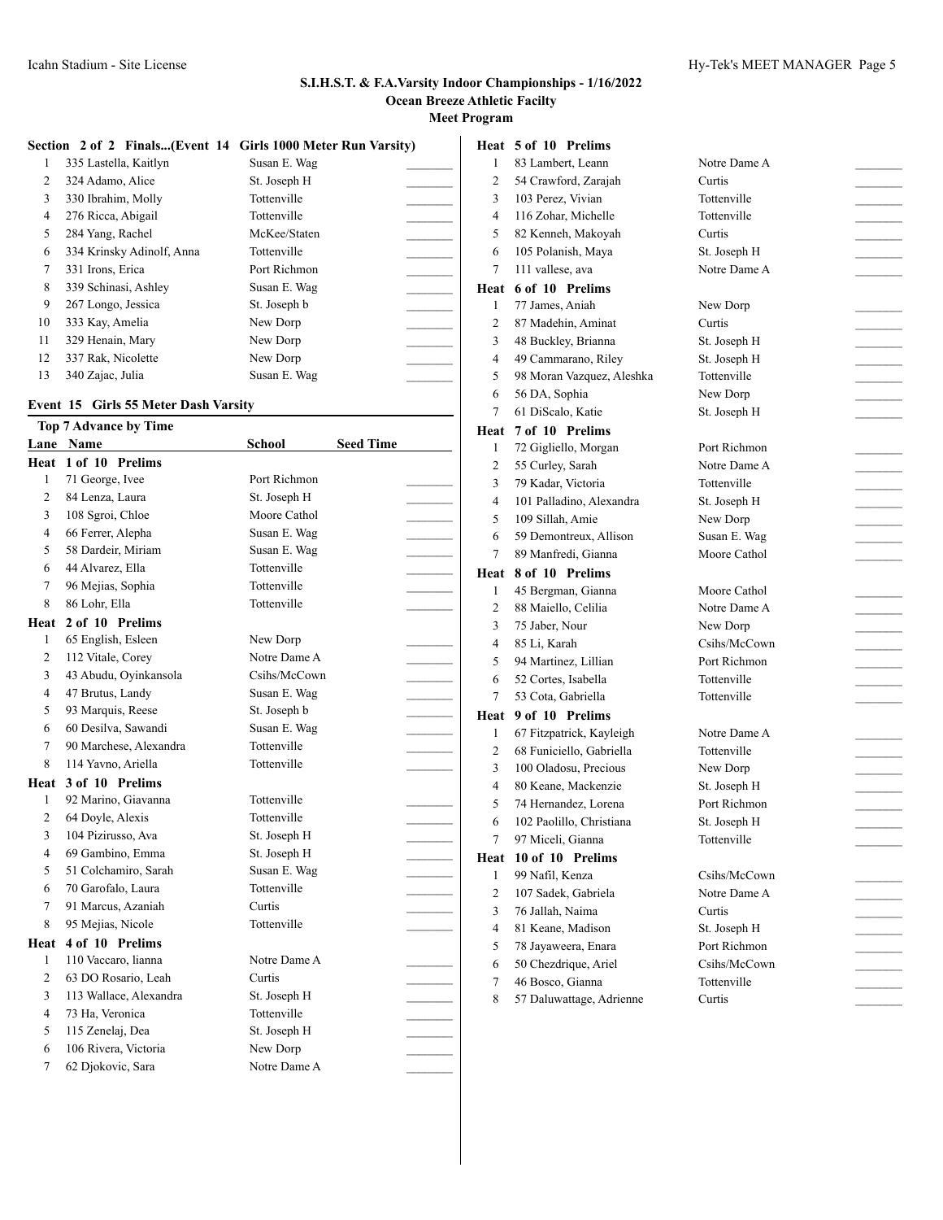### S.I.H.S.T. & F.A.Varsity Indoor Championships - 1/16/2022
### Ocean Breeze Athletic Facilty
### Meet Program

**Section 2 of 2 Finals...(Event 14 Girls 1000 Meter Run Varsity)**

| | Name | School | |
|---|---|---|---|
| 1 | 335 Lastella, Kaitlyn | Susan E. Wag | _______ |
| 2 | 324 Adamo, Alice | St. Joseph H | _______ |
| 3 | 330 Ibrahim, Molly | Tottenville | _______ |
| 4 | 276 Ricca, Abigail | Tottenville | _______ |
| 5 | 284 Yang, Rachel | McKee/Staten | _______ |
| 6 | 334 Krinsky Adinolf, Anna | Tottenville | _______ |
| 7 | 331 Irons, Erica | Port Richmon | _______ |
| 8 | 339 Schinasi, Ashley | Susan E. Wag | _______ |
| 9 | 267 Longo, Jessica | St. Joseph b | _______ |
| 10 | 333 Kay, Amelia | New Dorp | _______ |
| 11 | 329 Henain, Mary | New Dorp | _______ |
| 12 | 337 Rak, Nicolette | New Dorp | _______ |
| 13 | 340 Zajac, Julia | Susan E. Wag | _______ |

**Event 15 Girls 55 Meter Dash Varsity**

**Top 7 Advance by Time**

| Lane | Name | School | Seed Time |
|---|---|---|---|
| **Heat 1 of 10 Prelims** | | | |
| 1 | 71 George, Ivee | Port Richmon | _______ |
| 2 | 84 Lenza, Laura | St. Joseph H | _______ |
| 3 | 108 Sgroi, Chloe | Moore Cathol | _______ |
| 4 | 66 Ferrer, Alepha | Susan E. Wag | _______ |
| 5 | 58 Dardeir, Miriam | Susan E. Wag | _______ |
| 6 | 44 Alvarez, Ella | Tottenville | _______ |
| 7 | 96 Mejias, Sophia | Tottenville | _______ |
| 8 | 86 Lohr, Ella | Tottenville | _______ |
| **Heat 2 of 10 Prelims** | | | |
| 1 | 65 English, Esleen | New Dorp | _______ |
| 2 | 112 Vitale, Corey | Notre Dame A | _______ |
| 3 | 43 Abudu, Oyinkansola | Csihs/McCown | _______ |
| 4 | 47 Brutus, Landy | Susan E. Wag | _______ |
| 5 | 93 Marquis, Reese | St. Joseph b | _______ |
| 6 | 60 Desilva, Sawandi | Susan E. Wag | _______ |
| 7 | 90 Marchese, Alexandra | Tottenville | _______ |
| 8 | 114 Yavno, Ariella | Tottenville | _______ |
| **Heat 3 of 10 Prelims** | | | |
| 1 | 92 Marino, Giavanna | Tottenville | _______ |
| 2 | 64 Doyle, Alexis | Tottenville | _______ |
| 3 | 104 Pizirusso, Ava | St. Joseph H | _______ |
| 4 | 69 Gambino, Emma | St. Joseph H | _______ |
| 5 | 51 Colchamiro, Sarah | Susan E. Wag | _______ |
| 6 | 70 Garofalo, Laura | Tottenville | _______ |
| 7 | 91 Marcus, Azaniah | Curtis | _______ |
| 8 | 95 Mejias, Nicole | Tottenville | _______ |
| **Heat 4 of 10 Prelims** | | | |
| 1 | 110 Vaccaro, lianna | Notre Dame A | _______ |
| 2 | 63 DO Rosario, Leah | Curtis | _______ |
| 3 | 113 Wallace, Alexandra | St. Joseph H | _______ |
| 4 | 73 Ha, Veronica | Tottenville | _______ |
| 5 | 115 Zenelaj, Dea | St. Joseph H | _______ |
| 6 | 106 Rivera, Victoria | New Dorp | _______ |
| 7 | 62 Djokovic, Sara | Notre Dame A | _______ |
| **Heat 5 of 10 Prelims** | | | |
| 1 | 83 Lambert, Leann | Notre Dame A | _______ |
| 2 | 54 Crawford, Zarajah | Curtis | _______ |
| 3 | 103 Perez, Vivian | Tottenville | _______ |
| 4 | 116 Zohar, Michelle | Tottenville | _______ |
| 5 | 82 Kenneh, Makoyah | Curtis | _______ |
| 6 | 105 Polanish, Maya | St. Joseph H | _______ |
| 7 | 111 vallese, ava | Notre Dame A | _______ |
| **Heat 6 of 10 Prelims** | | | |
| 1 | 77 James, Aniah | New Dorp | _______ |
| 2 | 87 Madehin, Aminat | Curtis | _______ |
| 3 | 48 Buckley, Brianna | St. Joseph H | _______ |
| 4 | 49 Cammarano, Riley | St. Joseph H | _______ |
| 5 | 98 Moran Vazquez, Aleshka | Tottenville | _______ |
| 6 | 56 DA, Sophia | New Dorp | _______ |
| 7 | 61 DiScalo, Katie | St. Joseph H | _______ |
| **Heat 7 of 10 Prelims** | | | |
| 1 | 72 Gigliello, Morgan | Port Richmon | _______ |
| 2 | 55 Curley, Sarah | Notre Dame A | _______ |
| 3 | 79 Kadar, Victoria | Tottenville | _______ |
| 4 | 101 Palladino, Alexandra | St. Joseph H | _______ |
| 5 | 109 Sillah, Amie | New Dorp | _______ |
| 6 | 59 Demontreux, Allison | Susan E. Wag | _______ |
| 7 | 89 Manfredi, Gianna | Moore Cathol | _______ |
| **Heat 8 of 10 Prelims** | | | |
| 1 | 45 Bergman, Gianna | Moore Cathol | _______ |
| 2 | 88 Maiello, Celilia | Notre Dame A | _______ |
| 3 | 75 Jaber, Nour | New Dorp | _______ |
| 4 | 85 Li, Karah | Csihs/McCown | _______ |
| 5 | 94 Martinez, Lillian | Port Richmon | _______ |
| 6 | 52 Cortes, Isabella | Tottenville | _______ |
| 7 | 53 Cota, Gabriella | Tottenville | _______ |
| **Heat 9 of 10 Prelims** | | | |
| 1 | 67 Fitzpatrick, Kayleigh | Notre Dame A | _______ |
| 2 | 68 Funiciello, Gabriella | Tottenville | _______ |
| 3 | 100 Oladosu, Precious | New Dorp | _______ |
| 4 | 80 Keane, Mackenzie | St. Joseph H | _______ |
| 5 | 74 Hernandez, Lorena | Port Richmon | _______ |
| 6 | 102 Paolillo, Christiana | St. Joseph H | _______ |
| 7 | 97 Miceli, Gianna | Tottenville | _______ |
| **Heat 10 of 10 Prelims** | | | |
| 1 | 99 Nafil, Kenza | Csihs/McCown | _______ |
| 2 | 107 Sadek, Gabriela | Notre Dame A | _______ |
| 3 | 76 Jallah, Naima | Curtis | _______ |
| 4 | 81 Keane, Madison | St. Joseph H | _______ |
| 5 | 78 Jayaweera, Enara | Port Richmon | _______ |
| 6 | 50 Chezdrique, Ariel | Csihs/McCown | _______ |
| 7 | 46 Bosco, Gianna | Tottenville | _______ |
| 8 | 57 Daluwattage, Adrienne | Curtis | _______ |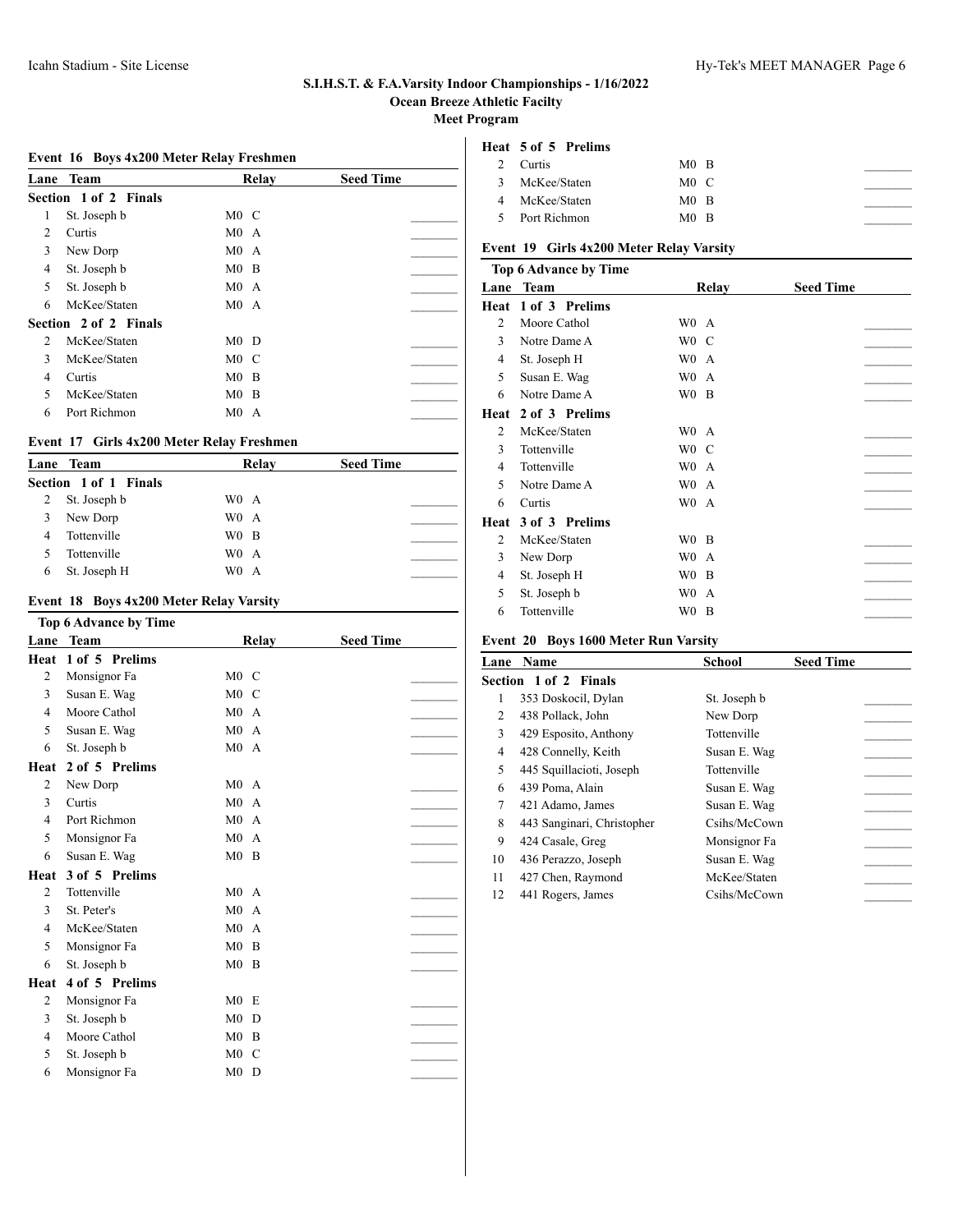## S.I.H.S.T. & F.A.Varsity Indoor Championships - 1/16/2022

### Ocean Breeze Athletic Facilty

### Meet Program

### Event 16 Boys 4x200 Meter Relay Freshmen

| Lane | Team | Relay | Seed Time |
|---|---|---|---|
| **Section 1 of 2 Finals** | | | |
| 1 | St. Joseph b | M0 C | _______ |
| 2 | Curtis | M0 A | _______ |
| 3 | New Dorp | M0 A | _______ |
| 4 | St. Joseph b | M0 B | _______ |
| 5 | St. Joseph b | M0 A | _______ |
| 6 | McKee/Staten | M0 A | _______ |
| **Section 2 of 2 Finals** | | | |
| 2 | McKee/Staten | M0 D | _______ |
| 3 | McKee/Staten | M0 C | _______ |
| 4 | Curtis | M0 B | _______ |
| 5 | McKee/Staten | M0 B | _______ |
| 6 | Port Richmon | M0 A | _______ |

### Event 17 Girls 4x200 Meter Relay Freshmen

| Lane | Team | Relay | Seed Time |
|---|---|---|---|
| **Section 1 of 1 Finals** | | | |
| 2 | St. Joseph b | W0 A | _______ |
| 3 | New Dorp | W0 A | _______ |
| 4 | Tottenville | W0 B | _______ |
| 5 | Tottenville | W0 A | _______ |
| 6 | St. Joseph H | W0 A | _______ |

### Event 18 Boys 4x200 Meter Relay Varsity

**Top 6 Advance by Time**

| Lane | Team | Relay | Seed Time |
|---|---|---|---|
| **Heat 1 of 5 Prelims** | | | |
| 2 | Monsignor Fa | M0 C | _______ |
| 3 | Susan E. Wag | M0 C | _______ |
| 4 | Moore Cathol | M0 A | _______ |
| 5 | Susan E. Wag | M0 A | _______ |
| 6 | St. Joseph b | M0 A | _______ |
| **Heat 2 of 5 Prelims** | | | |
| 2 | New Dorp | M0 A | _______ |
| 3 | Curtis | M0 A | _______ |
| 4 | Port Richmon | M0 A | _______ |
| 5 | Monsignor Fa | M0 A | _______ |
| 6 | Susan E. Wag | M0 B | _______ |
| **Heat 3 of 5 Prelims** | | | |
| 2 | Tottenville | M0 A | _______ |
| 3 | St. Peter's | M0 A | _______ |
| 4 | McKee/Staten | M0 A | _______ |
| 5 | Monsignor Fa | M0 B | _______ |
| 6 | St. Joseph b | M0 B | _______ |
| **Heat 4 of 5 Prelims** | | | |
| 2 | Monsignor Fa | M0 E | _______ |
| 3 | St. Joseph b | M0 D | _______ |
| 4 | Moore Cathol | M0 B | _______ |
| 5 | St. Joseph b | M0 C | _______ |
| 6 | Monsignor Fa | M0 D | _______ |
| **Heat 5 of 5 Prelims** | | | |
| 2 | Curtis | M0 B | _______ |
| 3 | McKee/Staten | M0 C | _______ |
| 4 | McKee/Staten | M0 B | _______ |
| 5 | Port Richmon | M0 B | _______ |

### Event 19 Girls 4x200 Meter Relay Varsity

**Top 6 Advance by Time**

| Lane | Team | Relay | Seed Time |
|---|---|---|---|
| **Heat 1 of 3 Prelims** | | | |
| 2 | Moore Cathol | W0 A | _______ |
| 3 | Notre Dame A | W0 C | _______ |
| 4 | St. Joseph H | W0 A | _______ |
| 5 | Susan E. Wag | W0 A | _______ |
| 6 | Notre Dame A | W0 B | _______ |
| **Heat 2 of 3 Prelims** | | | |
| 2 | McKee/Staten | W0 A | _______ |
| 3 | Tottenville | W0 C | _______ |
| 4 | Tottenville | W0 A | _______ |
| 5 | Notre Dame A | W0 A | _______ |
| 6 | Curtis | W0 A | _______ |
| **Heat 3 of 3 Prelims** | | | |
| 2 | McKee/Staten | W0 B | _______ |
| 3 | New Dorp | W0 A | _______ |
| 4 | St. Joseph H | W0 B | _______ |
| 5 | St. Joseph b | W0 A | _______ |
| 6 | Tottenville | W0 B | _______ |

### Event 20 Boys 1600 Meter Run Varsity

| Lane | Name | School | Seed Time |
|---|---|---|---|
| **Section 1 of 2 Finals** | | | |
| 1 | 353 Doskocil, Dylan | St. Joseph b | _______ |
| 2 | 438 Pollack, John | New Dorp | _______ |
| 3 | 429 Esposito, Anthony | Tottenville | _______ |
| 4 | 428 Connelly, Keith | Susan E. Wag | _______ |
| 5 | 445 Squillacioti, Joseph | Tottenville | _______ |
| 6 | 439 Poma, Alain | Susan E. Wag | _______ |
| 7 | 421 Adamo, James | Susan E. Wag | _______ |
| 8 | 443 Sanginari, Christopher | Csihs/McCown | _______ |
| 9 | 424 Casale, Greg | Monsignor Fa | _______ |
| 10 | 436 Perazzo, Joseph | Susan E. Wag | _______ |
| 11 | 427 Chen, Raymond | McKee/Staten | _______ |
| 12 | 441 Rogers, James | Csihs/McCown | _______ |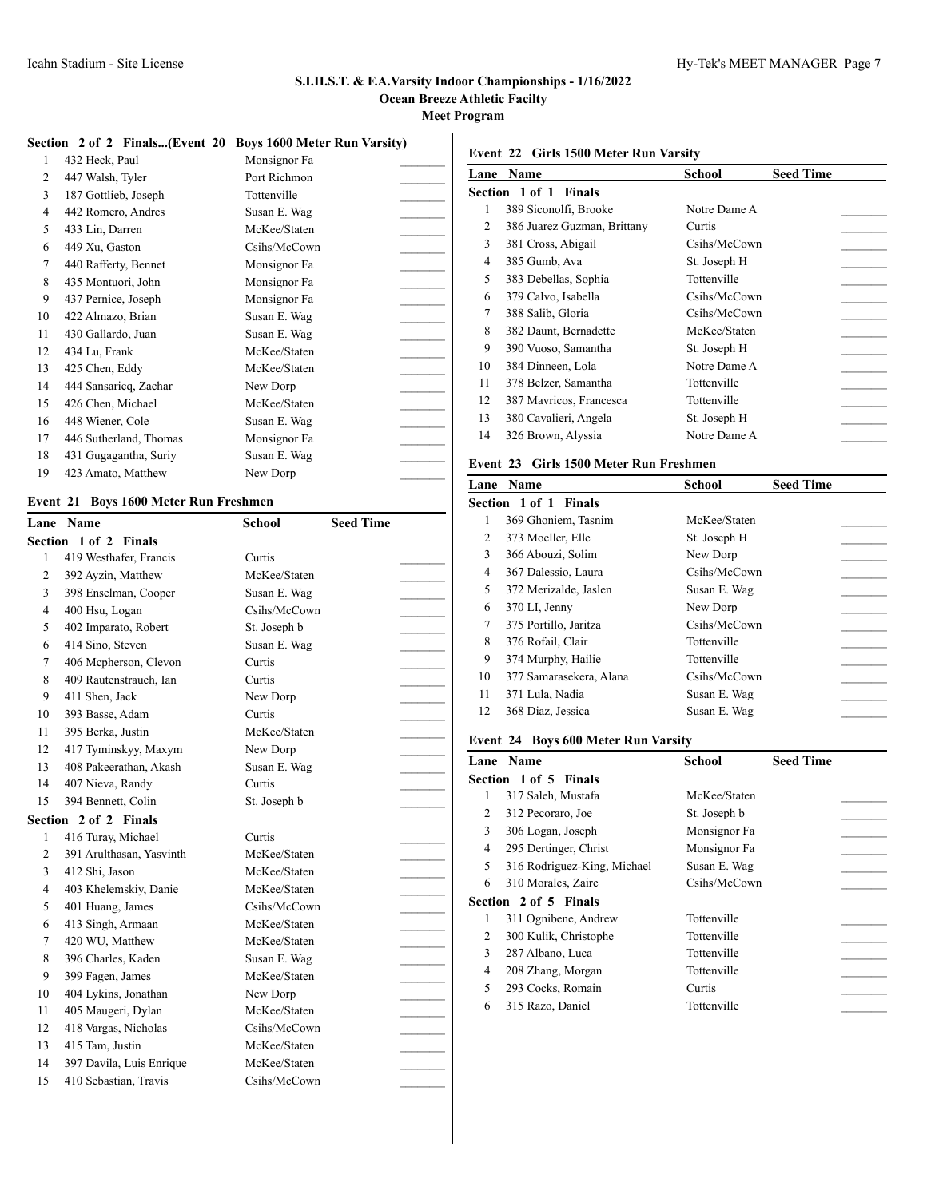**S.I.H.S.T. & F.A.Varsity Indoor Championships - 1/16/2022**
**Ocean Breeze Athletic Facilty**
**Meet Program**

### Section 2 of 2 Finals...(Event 20 Boys 1600 Meter Run Varsity)

| Lane | Name | School | Seed Time |
|---|---|---|---|
| 1 | 432 Heck, Paul | Monsignor Fa | _______ |
| 2 | 447 Walsh, Tyler | Port Richmon | _______ |
| 3 | 187 Gottlieb, Joseph | Tottenville | _______ |
| 4 | 442 Romero, Andres | Susan E. Wag | _______ |
| 5 | 433 Lin, Darren | McKee/Staten | _______ |
| 6 | 449 Xu, Gaston | Csihs/McCown | _______ |
| 7 | 440 Rafferty, Bennet | Monsignor Fa | _______ |
| 8 | 435 Montuori, John | Monsignor Fa | _______ |
| 9 | 437 Pernice, Joseph | Monsignor Fa | _______ |
| 10 | 422 Almazo, Brian | Susan E. Wag | _______ |
| 11 | 430 Gallardo, Juan | Susan E. Wag | _______ |
| 12 | 434 Lu, Frank | McKee/Staten | _______ |
| 13 | 425 Chen, Eddy | McKee/Staten | _______ |
| 14 | 444 Sansaricq, Zachar | New Dorp | _______ |
| 15 | 426 Chen, Michael | McKee/Staten | _______ |
| 16 | 448 Wiener, Cole | Susan E. Wag | _______ |
| 17 | 446 Sutherland, Thomas | Monsignor Fa | _______ |
| 18 | 431 Gugagantha, Suriy | Susan E. Wag | _______ |
| 19 | 423 Amato, Matthew | New Dorp | _______ |

### Event 21 Boys 1600 Meter Run Freshmen

| Lane | Name | School | Seed Time |
|---|---|---|---|
| **Section 1 of 2 Finals** | | | |
| 1 | 419 Westhafer, Francis | Curtis | _______ |
| 2 | 392 Ayzin, Matthew | McKee/Staten | _______ |
| 3 | 398 Enselman, Cooper | Susan E. Wag | _______ |
| 4 | 400 Hsu, Logan | Csihs/McCown | _______ |
| 5 | 402 Imparato, Robert | St. Joseph b | _______ |
| 6 | 414 Sino, Steven | Susan E. Wag | _______ |
| 7 | 406 Mcpherson, Clevon | Curtis | _______ |
| 8 | 409 Rautenstrauch, Ian | Curtis | _______ |
| 9 | 411 Shen, Jack | New Dorp | _______ |
| 10 | 393 Basse, Adam | Curtis | _______ |
| 11 | 395 Berka, Justin | McKee/Staten | _______ |
| 12 | 417 Tyminskyy, Maxym | New Dorp | _______ |
| 13 | 408 Pakeerathan, Akash | Susan E. Wag | _______ |
| 14 | 407 Nieva, Randy | Curtis | _______ |
| 15 | 394 Bennett, Colin | St. Joseph b | _______ |
| **Section 2 of 2 Finals** | | | |
| 1 | 416 Turay, Michael | Curtis | _______ |
| 2 | 391 Arulthasan, Yasvinth | McKee/Staten | _______ |
| 3 | 412 Shi, Jason | McKee/Staten | _______ |
| 4 | 403 Khelemskiy, Danie | McKee/Staten | _______ |
| 5 | 401 Huang, James | Csihs/McCown | _______ |
| 6 | 413 Singh, Armaan | McKee/Staten | _______ |
| 7 | 420 WU, Matthew | McKee/Staten | _______ |
| 8 | 396 Charles, Kaden | Susan E. Wag | _______ |
| 9 | 399 Fagen, James | McKee/Staten | _______ |
| 10 | 404 Lykins, Jonathan | New Dorp | _______ |
| 11 | 405 Maugeri, Dylan | McKee/Staten | _______ |
| 12 | 418 Vargas, Nicholas | Csihs/McCown | _______ |
| 13 | 415 Tam, Justin | McKee/Staten | _______ |
| 14 | 397 Davila, Luis Enrique | McKee/Staten | _______ |
| 15 | 410 Sebastian, Travis | Csihs/McCown | _______ |

### Event 22 Girls 1500 Meter Run Varsity

| Lane | Name | School | Seed Time |
|---|---|---|---|
| **Section 1 of 1 Finals** | | | |
| 1 | 389 Siconolfi, Brooke | Notre Dame A | _______ |
| 2 | 386 Juarez Guzman, Brittany | Curtis | _______ |
| 3 | 381 Cross, Abigail | Csihs/McCown | _______ |
| 4 | 385 Gumb, Ava | St. Joseph H | _______ |
| 5 | 383 Debellas, Sophia | Tottenville | _______ |
| 6 | 379 Calvo, Isabella | Csihs/McCown | _______ |
| 7 | 388 Salib, Gloria | Csihs/McCown | _______ |
| 8 | 382 Daunt, Bernadette | McKee/Staten | _______ |
| 9 | 390 Vuoso, Samantha | St. Joseph H | _______ |
| 10 | 384 Dinneen, Lola | Notre Dame A | _______ |
| 11 | 378 Belzer, Samantha | Tottenville | _______ |
| 12 | 387 Mavricos, Francesca | Tottenville | _______ |
| 13 | 380 Cavalieri, Angela | St. Joseph H | _______ |
| 14 | 326 Brown, Alyssia | Notre Dame A | _______ |

### Event 23 Girls 1500 Meter Run Freshmen

| Lane | Name | School | Seed Time |
|---|---|---|---|
| **Section 1 of 1 Finals** | | | |
| 1 | 369 Ghoniem, Tasnim | McKee/Staten | _______ |
| 2 | 373 Moeller, Elle | St. Joseph H | _______ |
| 3 | 366 Abouzi, Solim | New Dorp | _______ |
| 4 | 367 Dalessio, Laura | Csihs/McCown | _______ |
| 5 | 372 Merizalde, Jaslen | Susan E. Wag | _______ |
| 6 | 370 LI, Jenny | New Dorp | _______ |
| 7 | 375 Portillo, Jaritza | Csihs/McCown | _______ |
| 8 | 376 Rofail, Clair | Tottenville | _______ |
| 9 | 374 Murphy, Hailie | Tottenville | _______ |
| 10 | 377 Samarasekera, Alana | Csihs/McCown | _______ |
| 11 | 371 Lula, Nadia | Susan E. Wag | _______ |
| 12 | 368 Diaz, Jessica | Susan E. Wag | _______ |

### Event 24 Boys 600 Meter Run Varsity

| Lane | Name | School | Seed Time |
|---|---|---|---|
| **Section 1 of 5 Finals** | | | |
| 1 | 317 Saleh, Mustafa | McKee/Staten | _______ |
| 2 | 312 Pecoraro, Joe | St. Joseph b | _______ |
| 3 | 306 Logan, Joseph | Monsignor Fa | _______ |
| 4 | 295 Dertinger, Christ | Monsignor Fa | _______ |
| 5 | 316 Rodriguez-King, Michael | Susan E. Wag | _______ |
| 6 | 310 Morales, Zaire | Csihs/McCown | _______ |
| **Section 2 of 5 Finals** | | | |
| 1 | 311 Ognibene, Andrew | Tottenville | _______ |
| 2 | 300 Kulik, Christophe | Tottenville | _______ |
| 3 | 287 Albano, Luca | Tottenville | _______ |
| 4 | 208 Zhang, Morgan | Tottenville | _______ |
| 5 | 293 Cocks, Romain | Curtis | _______ |
| 6 | 315 Razo, Daniel | Tottenville | _______ |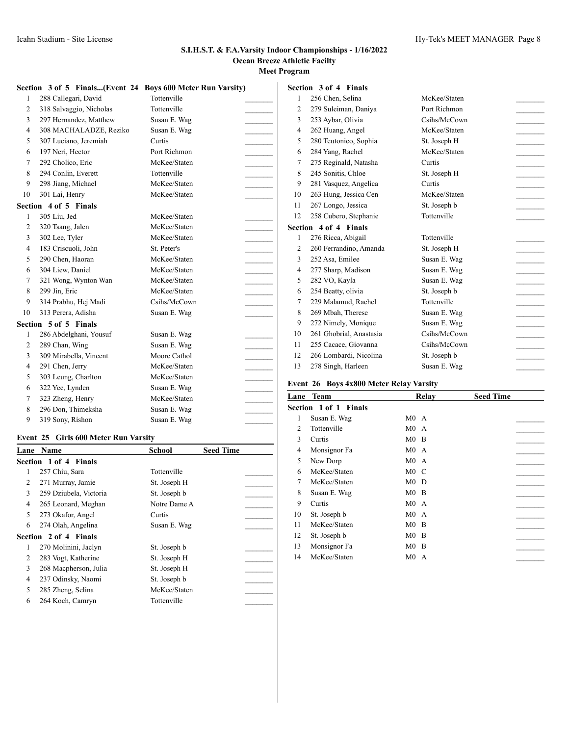# S.I.H.S.T. & F.A.Varsity Indoor Championships - 1/16/2022
## Ocean Breeze Athletic Facilty
### Meet Program

**Section 3 of 5 Finals...(Event 24 Boys 600 Meter Run Varsity)**

| Lane | Name | School | Seed Time |
|---|---|---|---|
| 1 | 288 Callegari, David | Tottenville | _______ |
| 2 | 318 Salvaggio, Nicholas | Tottenville | _______ |
| 3 | 297 Hernandez, Matthew | Susan E. Wag | _______ |
| 4 | 308 MACHALADZE, Reziko | Susan E. Wag | _______ |
| 5 | 307 Luciano, Jeremiah | Curtis | _______ |
| 6 | 197 Neri, Hector | Port Richmon | _______ |
| 7 | 292 Cholico, Eric | McKee/Staten | _______ |
| 8 | 294 Conlin, Everett | Tottenville | _______ |
| 9 | 298 Jiang, Michael | McKee/Staten | _______ |
| 10 | 301 Lai, Henry | McKee/Staten | _______ |

**Section 4 of 5 Finals**

| Lane | Name | School | Seed Time |
|---|---|---|---|
| 1 | 305 Liu, Jed | McKee/Staten | _______ |
| 2 | 320 Tsang, Jalen | McKee/Staten | _______ |
| 3 | 302 Lee, Tyler | McKee/Staten | _______ |
| 4 | 183 Criscuoli, John | St. Peter's | _______ |
| 5 | 290 Chen, Haoran | McKee/Staten | _______ |
| 6 | 304 Liew, Daniel | McKee/Staten | _______ |
| 7 | 321 Wong, Wynton Wan | McKee/Staten | _______ |
| 8 | 299 Jin, Eric | McKee/Staten | _______ |
| 9 | 314 Prabhu, Hej Madi | Csihs/McCown | _______ |
| 10 | 313 Perera, Adisha | Susan E. Wag | _______ |

**Section 5 of 5 Finals**

| Lane | Name | School | Seed Time |
|---|---|---|---|
| 1 | 286 Abdelghani, Yousuf | Susan E. Wag | _______ |
| 2 | 289 Chan, Wing | Susan E. Wag | _______ |
| 3 | 309 Mirabella, Vincent | Moore Cathol | _______ |
| 4 | 291 Chen, Jerry | McKee/Staten | _______ |
| 5 | 303 Leung, Charlton | McKee/Staten | _______ |
| 6 | 322 Yee, Lynden | Susan E. Wag | _______ |
| 7 | 323 Zheng, Henry | McKee/Staten | _______ |
| 8 | 296 Don, Thimeksha | Susan E. Wag | _______ |
| 9 | 319 Sony, Rishon | Susan E. Wag | _______ |

### Event 25 Girls 600 Meter Run Varsity

**Section 1 of 4 Finals**

| Lane | Name | School | Seed Time |
|---|---|---|---|
| 1 | 257 Chiu, Sara | Tottenville | _______ |
| 2 | 271 Murray, Jamie | St. Joseph H | _______ |
| 3 | 259 Dziubela, Victoria | St. Joseph b | _______ |
| 4 | 265 Leonard, Meghan | Notre Dame A | _______ |
| 5 | 273 Okafor, Angel | Curtis | _______ |
| 6 | 274 Olah, Angelina | Susan E. Wag | _______ |

**Section 2 of 4 Finals**

| Lane | Name | School | Seed Time |
|---|---|---|---|
| 1 | 270 Molinini, Jaclyn | St. Joseph b | _______ |
| 2 | 283 Vogt, Katherine | St. Joseph H | _______ |
| 3 | 268 Macpherson, Julia | St. Joseph H | _______ |
| 4 | 237 Odinsky, Naomi | St. Joseph b | _______ |
| 5 | 285 Zheng, Selina | McKee/Staten | _______ |
| 6 | 264 Koch, Camryn | Tottenville | _______ |

**Section 3 of 4 Finals**

| Lane | Name | School | Seed Time |
|---|---|---|---|
| 1 | 256 Chen, Selina | McKee/Staten | _______ |
| 2 | 279 Suleiman, Daniya | Port Richmon | _______ |
| 3 | 253 Aybar, Olivia | Csihs/McCown | _______ |
| 4 | 262 Huang, Angel | McKee/Staten | _______ |
| 5 | 280 Teutonico, Sophia | St. Joseph H | _______ |
| 6 | 284 Yang, Rachel | McKee/Staten | _______ |
| 7 | 275 Reginald, Natasha | Curtis | _______ |
| 8 | 245 Sonitis, Chloe | St. Joseph H | _______ |
| 9 | 281 Vasquez, Angelica | Curtis | _______ |
| 10 | 263 Hung, Jessica Cen | McKee/Staten | _______ |
| 11 | 267 Longo, Jessica | St. Joseph b | _______ |
| 12 | 258 Cubero, Stephanie | Tottenville | _______ |

**Section 4 of 4 Finals**

| Lane | Name | School | Seed Time |
|---|---|---|---|
| 1 | 276 Ricca, Abigail | Tottenville | _______ |
| 2 | 260 Ferrandino, Amanda | St. Joseph H | _______ |
| 3 | 252 Asa, Emilee | Susan E. Wag | _______ |
| 4 | 277 Sharp, Madison | Susan E. Wag | _______ |
| 5 | 282 VO, Kayla | Susan E. Wag | _______ |
| 6 | 254 Beatty, olivia | St. Joseph b | _______ |
| 7 | 229 Malamud, Rachel | Tottenville | _______ |
| 8 | 269 Mbah, Therese | Susan E. Wag | _______ |
| 9 | 272 Nimely, Monique | Susan E. Wag | _______ |
| 10 | 261 Ghobrial, Anastasia | Csihs/McCown | _______ |
| 11 | 255 Cacace, Giovanna | Csihs/McCown | _______ |
| 12 | 266 Lombardi, Nicolina | St. Joseph b | _______ |
| 13 | 278 Singh, Harleen | Susan E. Wag | _______ |

### Event 26 Boys 4x800 Meter Relay Varsity

**Section 1 of 1 Finals**

| Lane | Team | Relay | Seed Time |
|---|---|---|---|
| 1 | Susan E. Wag | M0 A | _______ |
| 2 | Tottenville | M0 A | _______ |
| 3 | Curtis | M0 B | _______ |
| 4 | Monsignor Fa | M0 A | _______ |
| 5 | New Dorp | M0 A | _______ |
| 6 | McKee/Staten | M0 C | _______ |
| 7 | McKee/Staten | M0 D | _______ |
| 8 | Susan E. Wag | M0 B | _______ |
| 9 | Curtis | M0 A | _______ |
| 10 | St. Joseph b | M0 A | _______ |
| 11 | McKee/Staten | M0 B | _______ |
| 12 | St. Joseph b | M0 B | _______ |
| 13 | Monsignor Fa | M0 B | _______ |
| 14 | McKee/Staten | M0 A | _______ |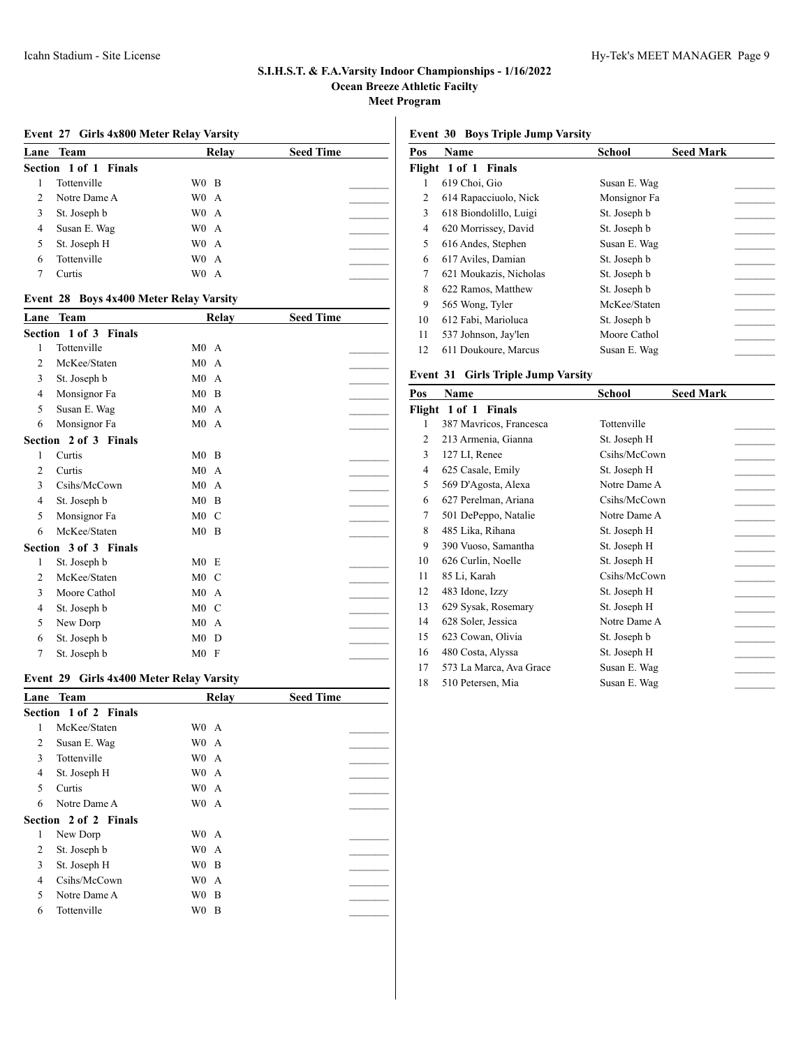# S.I.H.S.T. & F.A.Varsity Indoor Championships - 1/16/2022

## Ocean Breeze Athletic Facilty

### Meet Program

#### Event 27 Girls 4x800 Meter Relay Varsity

| Lane | Team | Relay | Seed Time |
|---|---|---|---|
| **Section 1 of 1 Finals** | | | |
| 1 | Tottenville | W0 B | _______ |
| 2 | Notre Dame A | W0 A | _______ |
| 3 | St. Joseph b | W0 A | _______ |
| 4 | Susan E. Wag | W0 A | _______ |
| 5 | St. Joseph H | W0 A | _______ |
| 6 | Tottenville | W0 A | _______ |
| 7 | Curtis | W0 A | _______ |

#### Event 28 Boys 4x400 Meter Relay Varsity

| Lane | Team | Relay | Seed Time |
|---|---|---|---|
| **Section 1 of 3 Finals** | | | |
| 1 | Tottenville | M0 A | _______ |
| 2 | McKee/Staten | M0 A | _______ |
| 3 | St. Joseph b | M0 A | _______ |
| 4 | Monsignor Fa | M0 B | _______ |
| 5 | Susan E. Wag | M0 A | _______ |
| 6 | Monsignor Fa | M0 A | _______ |
| **Section 2 of 3 Finals** | | | |
| 1 | Curtis | M0 B | _______ |
| 2 | Curtis | M0 A | _______ |
| 3 | Csihs/McCown | M0 A | _______ |
| 4 | St. Joseph b | M0 B | _______ |
| 5 | Monsignor Fa | M0 C | _______ |
| 6 | McKee/Staten | M0 B | _______ |
| **Section 3 of 3 Finals** | | | |
| 1 | St. Joseph b | M0 E | _______ |
| 2 | McKee/Staten | M0 C | _______ |
| 3 | Moore Cathol | M0 A | _______ |
| 4 | St. Joseph b | M0 C | _______ |
| 5 | New Dorp | M0 A | _______ |
| 6 | St. Joseph b | M0 D | _______ |
| 7 | St. Joseph b | M0 F | _______ |

#### Event 29 Girls 4x400 Meter Relay Varsity

| Lane | Team | Relay | Seed Time |
|---|---|---|---|
| **Section 1 of 2 Finals** | | | |
| 1 | McKee/Staten | W0 A | _______ |
| 2 | Susan E. Wag | W0 A | _______ |
| 3 | Tottenville | W0 A | _______ |
| 4 | St. Joseph H | W0 A | _______ |
| 5 | Curtis | W0 A | _______ |
| 6 | Notre Dame A | W0 A | _______ |
| **Section 2 of 2 Finals** | | | |
| 1 | New Dorp | W0 A | _______ |
| 2 | St. Joseph b | W0 A | _______ |
| 3 | St. Joseph H | W0 B | _______ |
| 4 | Csihs/McCown | W0 A | _______ |
| 5 | Notre Dame A | W0 B | _______ |
| 6 | Tottenville | W0 B | _______ |

#### Event 30 Boys Triple Jump Varsity

| Pos | Name | School | Seed Mark |
|---|---|---|---|
| **Flight 1 of 1 Finals** | | | |
| 1 | 619 Choi, Gio | Susan E. Wag | _______ |
| 2 | 614 Rapacciuolo, Nick | Monsignor Fa | _______ |
| 3 | 618 Biondolillo, Luigi | St. Joseph b | _______ |
| 4 | 620 Morrissey, David | St. Joseph b | _______ |
| 5 | 616 Andes, Stephen | Susan E. Wag | _______ |
| 6 | 617 Aviles, Damian | St. Joseph b | _______ |
| 7 | 621 Moukazis, Nicholas | St. Joseph b | _______ |
| 8 | 622 Ramos, Matthew | St. Joseph b | _______ |
| 9 | 565 Wong, Tyler | McKee/Staten | _______ |
| 10 | 612 Fabi, Marioluca | St. Joseph b | _______ |
| 11 | 537 Johnson, Jay'len | Moore Cathol | _______ |
| 12 | 611 Doukoure, Marcus | Susan E. Wag | _______ |

#### Event 31 Girls Triple Jump Varsity

| Pos | Name | School | Seed Mark |
|---|---|---|---|
| **Flight 1 of 1 Finals** | | | |
| 1 | 387 Mavricos, Francesca | Tottenville | _______ |
| 2 | 213 Armenia, Gianna | St. Joseph H | _______ |
| 3 | 127 LI, Renee | Csihs/McCown | _______ |
| 4 | 625 Casale, Emily | St. Joseph H | _______ |
| 5 | 569 D'Agosta, Alexa | Notre Dame A | _______ |
| 6 | 627 Perelman, Ariana | Csihs/McCown | _______ |
| 7 | 501 DePeppo, Natalie | Notre Dame A | _______ |
| 8 | 485 Lika, Rihana | St. Joseph H | _______ |
| 9 | 390 Vuoso, Samantha | St. Joseph H | _______ |
| 10 | 626 Curlin, Noelle | St. Joseph H | _______ |
| 11 | 85 Li, Karah | Csihs/McCown | _______ |
| 12 | 483 Idone, Izzy | St. Joseph H | _______ |
| 13 | 629 Sysak, Rosemary | St. Joseph H | _______ |
| 14 | 628 Soler, Jessica | Notre Dame A | _______ |
| 15 | 623 Cowan, Olivia | St. Joseph b | _______ |
| 16 | 480 Costa, Alyssa | St. Joseph H | _______ |
| 17 | 573 La Marca, Ava Grace | Susan E. Wag | _______ |
| 18 | 510 Petersen, Mia | Susan E. Wag | _______ |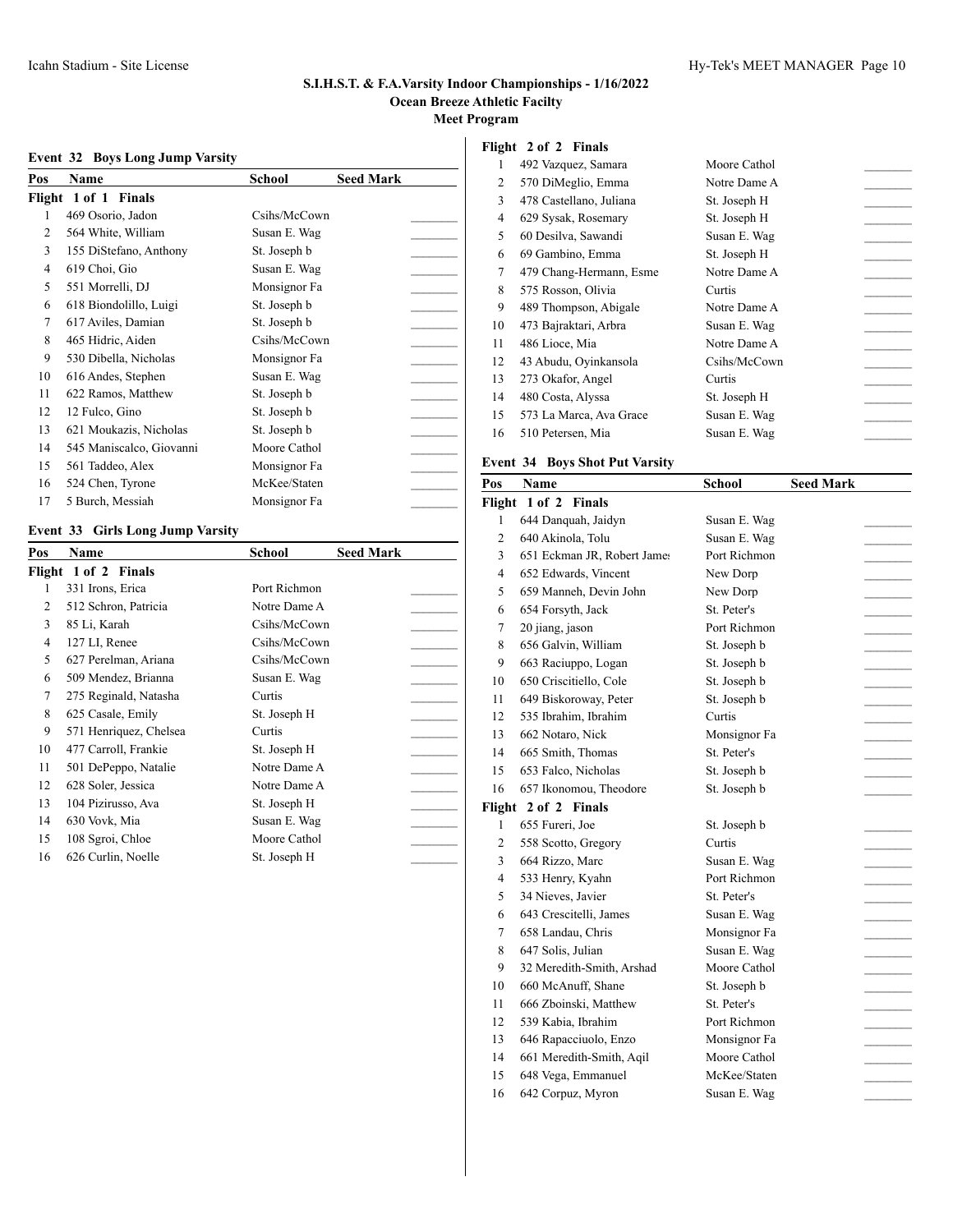# S.I.H.S.T. & F.A.Varsity Indoor Championships - 1/16/2022

## Ocean Breeze Athletic Facilty

## Meet Program

### Event 32 Boys Long Jump Varsity

| Pos | Name | School | Seed Mark |
|---|---|---|---|
| **Flight 1 of 1 Finals** | | | |
| 1 | 469 Osorio, Jadon | Csihs/McCown | _______ |
| 2 | 564 White, William | Susan E. Wag | _______ |
| 3 | 155 DiStefano, Anthony | St. Joseph b | _______ |
| 4 | 619 Choi, Gio | Susan E. Wag | _______ |
| 5 | 551 Morrelli, DJ | Monsignor Fa | _______ |
| 6 | 618 Biondolillo, Luigi | St. Joseph b | _______ |
| 7 | 617 Aviles, Damian | St. Joseph b | _______ |
| 8 | 465 Hidric, Aiden | Csihs/McCown | _______ |
| 9 | 530 Dibella, Nicholas | Monsignor Fa | _______ |
| 10 | 616 Andes, Stephen | Susan E. Wag | _______ |
| 11 | 622 Ramos, Matthew | St. Joseph b | _______ |
| 12 | 12 Fulco, Gino | St. Joseph b | _______ |
| 13 | 621 Moukazis, Nicholas | St. Joseph b | _______ |
| 14 | 545 Maniscalco, Giovanni | Moore Cathol | _______ |
| 15 | 561 Taddeo, Alex | Monsignor Fa | _______ |
| 16 | 524 Chen, Tyrone | McKee/Staten | _______ |
| 17 | 5 Burch, Messiah | Monsignor Fa | _______ |

### Event 33 Girls Long Jump Varsity

| Pos | Name | School | Seed Mark |
|---|---|---|---|
| **Flight 1 of 2 Finals** | | | |
| 1 | 331 Irons, Erica | Port Richmon | _______ |
| 2 | 512 Schron, Patricia | Notre Dame A | _______ |
| 3 | 85 Li, Karah | Csihs/McCown | _______ |
| 4 | 127 LI, Renee | Csihs/McCown | _______ |
| 5 | 627 Perelman, Ariana | Csihs/McCown | _______ |
| 6 | 509 Mendez, Brianna | Susan E. Wag | _______ |
| 7 | 275 Reginald, Natasha | Curtis | _______ |
| 8 | 625 Casale, Emily | St. Joseph H | _______ |
| 9 | 571 Henriquez, Chelsea | Curtis | _______ |
| 10 | 477 Carroll, Frankie | St. Joseph H | _______ |
| 11 | 501 DePeppo, Natalie | Notre Dame A | _______ |
| 12 | 628 Soler, Jessica | Notre Dame A | _______ |
| 13 | 104 Pizirusso, Ava | St. Joseph H | _______ |
| 14 | 630 Vovk, Mia | Susan E. Wag | _______ |
| 15 | 108 Sgroi, Chloe | Moore Cathol | _______ |
| 16 | 626 Curlin, Noelle | St. Joseph H | _______ |
| **Flight 2 of 2 Finals** | | | |
| 1 | 492 Vazquez, Samara | Moore Cathol | _______ |
| 2 | 570 DiMeglio, Emma | Notre Dame A | _______ |
| 3 | 478 Castellano, Juliana | St. Joseph H | _______ |
| 4 | 629 Sysak, Rosemary | St. Joseph H | _______ |
| 5 | 60 Desilva, Sawandi | Susan E. Wag | _______ |
| 6 | 69 Gambino, Emma | St. Joseph H | _______ |
| 7 | 479 Chang-Hermann, Esme | Notre Dame A | _______ |
| 8 | 575 Rosson, Olivia | Curtis | _______ |
| 9 | 489 Thompson, Abigale | Notre Dame A | _______ |
| 10 | 473 Bajraktari, Arbra | Susan E. Wag | _______ |
| 11 | 486 Lioce, Mia | Notre Dame A | _______ |
| 12 | 43 Abudu, Oyinkansola | Csihs/McCown | _______ |
| 13 | 273 Okafor, Angel | Curtis | _______ |
| 14 | 480 Costa, Alyssa | St. Joseph H | _______ |
| 15 | 573 La Marca, Ava Grace | Susan E. Wag | _______ |
| 16 | 510 Petersen, Mia | Susan E. Wag | _______ |

### Event 34 Boys Shot Put Varsity

| Pos | Name | School | Seed Mark |
|---|---|---|---|
| **Flight 1 of 2 Finals** | | | |
| 1 | 644 Danquah, Jaidyn | Susan E. Wag | _______ |
| 2 | 640 Akinola, Tolu | Susan E. Wag | _______ |
| 3 | 651 Eckman JR, Robert James | Port Richmon | _______ |
| 4 | 652 Edwards, Vincent | New Dorp | _______ |
| 5 | 659 Manneh, Devin John | New Dorp | _______ |
| 6 | 654 Forsyth, Jack | St. Peter's | _______ |
| 7 | 20 jiang, jason | Port Richmon | _______ |
| 8 | 656 Galvin, William | St. Joseph b | _______ |
| 9 | 663 Raciuppo, Logan | St. Joseph b | _______ |
| 10 | 650 Criscitiello, Cole | St. Joseph b | _______ |
| 11 | 649 Biskoroway, Peter | St. Joseph b | _______ |
| 12 | 535 Ibrahim, Ibrahim | Curtis | _______ |
| 13 | 662 Notaro, Nick | Monsignor Fa | _______ |
| 14 | 665 Smith, Thomas | St. Peter's | _______ |
| 15 | 653 Falco, Nicholas | St. Joseph b | _______ |
| 16 | 657 Ikonomou, Theodore | St. Joseph b | _______ |
| **Flight 2 of 2 Finals** | | | |
| 1 | 655 Fureri, Joe | St. Joseph b | _______ |
| 2 | 558 Scotto, Gregory | Curtis | _______ |
| 3 | 664 Rizzo, Marc | Susan E. Wag | _______ |
| 4 | 533 Henry, Kyahn | Port Richmon | _______ |
| 5 | 34 Nieves, Javier | St. Peter's | _______ |
| 6 | 643 Crescitelli, James | Susan E. Wag | _______ |
| 7 | 658 Landau, Chris | Monsignor Fa | _______ |
| 8 | 647 Solis, Julian | Susan E. Wag | _______ |
| 9 | 32 Meredith-Smith, Arshad | Moore Cathol | _______ |
| 10 | 660 McAnuff, Shane | St. Joseph b | _______ |
| 11 | 666 Zboinski, Matthew | St. Peter's | _______ |
| 12 | 539 Kabia, Ibrahim | Port Richmon | _______ |
| 13 | 646 Rapacciuolo, Enzo | Monsignor Fa | _______ |
| 14 | 661 Meredith-Smith, Aqil | Moore Cathol | _______ |
| 15 | 648 Vega, Emmanuel | McKee/Staten | _______ |
| 16 | 642 Corpuz, Myron | Susan E. Wag | _______ |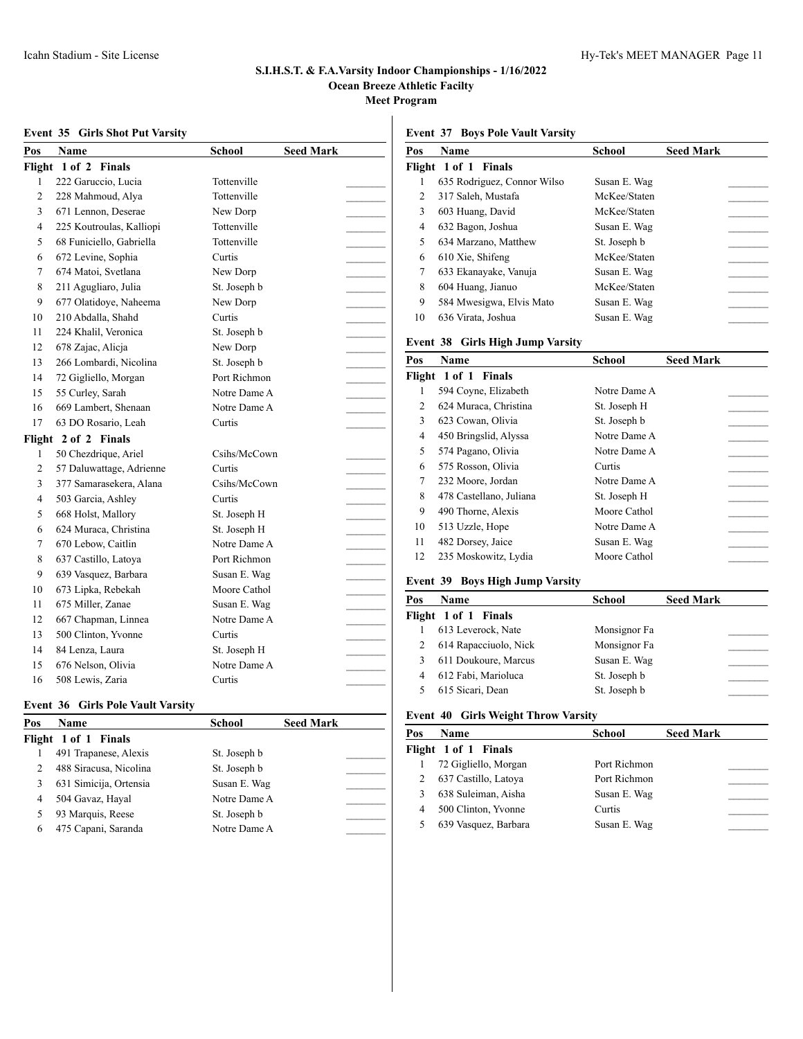# S.I.H.S.T. & F.A.Varsity Indoor Championships - 1/16/2022

## Ocean Breeze Athletic Facilty

## Meet Program

### Event 35 Girls Shot Put Varsity

| Pos | Name | School | Seed Mark |
|---|---|---|---|
| **Flight 1 of 2 Finals** | | | |
| 1 | 222 Garuccio, Lucia | Tottenville | _______ |
| 2 | 228 Mahmoud, Alya | Tottenville | _______ |
| 3 | 671 Lennon, Deserae | New Dorp | _______ |
| 4 | 225 Koutroulas, Kalliopi | Tottenville | _______ |
| 5 | 68 Funiciello, Gabriella | Tottenville | _______ |
| 6 | 672 Levine, Sophia | Curtis | _______ |
| 7 | 674 Matoi, Svetlana | New Dorp | _______ |
| 8 | 211 Agugliaro, Julia | St. Joseph b | _______ |
| 9 | 677 Olatidoye, Naheema | New Dorp | _______ |
| 10 | 210 Abdalla, Shahd | Curtis | _______ |
| 11 | 224 Khalil, Veronica | St. Joseph b | _______ |
| 12 | 678 Zajac, Alicja | New Dorp | _______ |
| 13 | 266 Lombardi, Nicolina | St. Joseph b | _______ |
| 14 | 72 Gigliello, Morgan | Port Richmon | _______ |
| 15 | 55 Curley, Sarah | Notre Dame A | _______ |
| 16 | 669 Lambert, Shenaan | Notre Dame A | _______ |
| 17 | 63 DO Rosario, Leah | Curtis | _______ |
| **Flight 2 of 2 Finals** | | | |
| 1 | 50 Chezdrique, Ariel | Csihs/McCown | _______ |
| 2 | 57 Daluwattage, Adrienne | Curtis | _______ |
| 3 | 377 Samarasekera, Alana | Csihs/McCown | _______ |
| 4 | 503 Garcia, Ashley | Curtis | _______ |
| 5 | 668 Holst, Mallory | St. Joseph H | _______ |
| 6 | 624 Muraca, Christina | St. Joseph H | _______ |
| 7 | 670 Lebow, Caitlin | Notre Dame A | _______ |
| 8 | 637 Castillo, Latoya | Port Richmon | _______ |
| 9 | 639 Vasquez, Barbara | Susan E. Wag | _______ |
| 10 | 673 Lipka, Rebekah | Moore Cathol | _______ |
| 11 | 675 Miller, Zanae | Susan E. Wag | _______ |
| 12 | 667 Chapman, Linnea | Notre Dame A | _______ |
| 13 | 500 Clinton, Yvonne | Curtis | _______ |
| 14 | 84 Lenza, Laura | St. Joseph H | _______ |
| 15 | 676 Nelson, Olivia | Notre Dame A | _______ |
| 16 | 508 Lewis, Zaria | Curtis | _______ |

### Event 36 Girls Pole Vault Varsity

| Pos | Name | School | Seed Mark |
|---|---|---|---|
| **Flight 1 of 1 Finals** | | | |
| 1 | 491 Trapanese, Alexis | St. Joseph b | _______ |
| 2 | 488 Siracusa, Nicolina | St. Joseph b | _______ |
| 3 | 631 Simicija, Ortensia | Susan E. Wag | _______ |
| 4 | 504 Gavaz, Hayal | Notre Dame A | _______ |
| 5 | 93 Marquis, Reese | St. Joseph b | _______ |
| 6 | 475 Capani, Saranda | Notre Dame A | _______ |

### Event 37 Boys Pole Vault Varsity

| Pos | Name | School | Seed Mark |
|---|---|---|---|
| **Flight 1 of 1 Finals** | | | |
| 1 | 635 Rodriguez, Connor Wilso | Susan E. Wag | _______ |
| 2 | 317 Saleh, Mustafa | McKee/Staten | _______ |
| 3 | 603 Huang, David | McKee/Staten | _______ |
| 4 | 632 Bagon, Joshua | Susan E. Wag | _______ |
| 5 | 634 Marzano, Matthew | St. Joseph b | _______ |
| 6 | 610 Xie, Shifeng | McKee/Staten | _______ |
| 7 | 633 Ekanayake, Vanuja | Susan E. Wag | _______ |
| 8 | 604 Huang, Jianuo | McKee/Staten | _______ |
| 9 | 584 Mwesigwa, Elvis Mato | Susan E. Wag | _______ |
| 10 | 636 Virata, Joshua | Susan E. Wag | _______ |

### Event 38 Girls High Jump Varsity

| Pos | Name | School | Seed Mark |
|---|---|---|---|
| **Flight 1 of 1 Finals** | | | |
| 1 | 594 Coyne, Elizabeth | Notre Dame A | _______ |
| 2 | 624 Muraca, Christina | St. Joseph H | _______ |
| 3 | 623 Cowan, Olivia | St. Joseph b | _______ |
| 4 | 450 Bringslid, Alyssa | Notre Dame A | _______ |
| 5 | 574 Pagano, Olivia | Notre Dame A | _______ |
| 6 | 575 Rosson, Olivia | Curtis | _______ |
| 7 | 232 Moore, Jordan | Notre Dame A | _______ |
| 8 | 478 Castellano, Juliana | St. Joseph H | _______ |
| 9 | 490 Thorne, Alexis | Moore Cathol | _______ |
| 10 | 513 Uzzle, Hope | Notre Dame A | _______ |
| 11 | 482 Dorsey, Jaice | Susan E. Wag | _______ |
| 12 | 235 Moskowitz, Lydia | Moore Cathol | _______ |

### Event 39 Boys High Jump Varsity

| Pos | Name | School | Seed Mark |
|---|---|---|---|
| **Flight 1 of 1 Finals** | | | |
| 1 | 613 Leverock, Nate | Monsignor Fa | _______ |
| 2 | 614 Rapacciuolo, Nick | Monsignor Fa | _______ |
| 3 | 611 Doukoure, Marcus | Susan E. Wag | _______ |
| 4 | 612 Fabi, Marioluca | St. Joseph b | _______ |
| 5 | 615 Sicari, Dean | St. Joseph b | _______ |

### Event 40 Girls Weight Throw Varsity

| Pos | Name | School | Seed Mark |
|---|---|---|---|
| **Flight 1 of 1 Finals** | | | |
| 1 | 72 Gigliello, Morgan | Port Richmon | _______ |
| 2 | 637 Castillo, Latoya | Port Richmon | _______ |
| 3 | 638 Suleiman, Aisha | Susan E. Wag | _______ |
| 4 | 500 Clinton, Yvonne | Curtis | _______ |
| 5 | 639 Vasquez, Barbara | Susan E. Wag | _______ |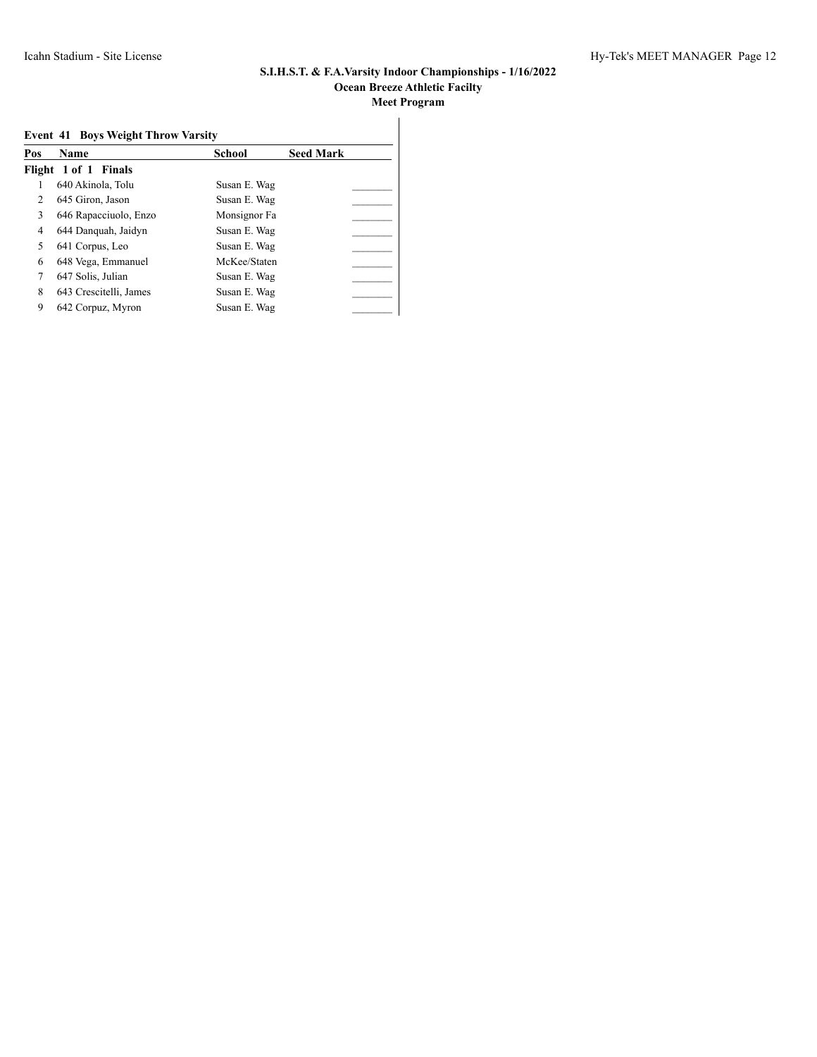**S.I.H.S.T. & F.A.Varsity Indoor Championships - 1/16/2022**
**Ocean Breeze Athletic Facilty**
**Meet Program**

### Event 41 Boys Weight Throw Varsity

| Pos | Name | School | Seed Mark | |
|---|---|---|---|---|
| **Flight 1 of 1 Finals** | | | | |
| 1 | 640 Akinola, Tolu | Susan E. Wag | | _______ |
| 2 | 645 Giron, Jason | Susan E. Wag | | _______ |
| 3 | 646 Rapacciuolo, Enzo | Monsignor Fa | | _______ |
| 4 | 644 Danquah, Jaidyn | Susan E. Wag | | _______ |
| 5 | 641 Corpus, Leo | Susan E. Wag | | _______ |
| 6 | 648 Vega, Emmanuel | McKee/Staten | | _______ |
| 7 | 647 Solis, Julian | Susan E. Wag | | _______ |
| 8 | 643 Crescitelli, James | Susan E. Wag | | _______ |
| 9 | 642 Corpuz, Myron | Susan E. Wag | | _______ |